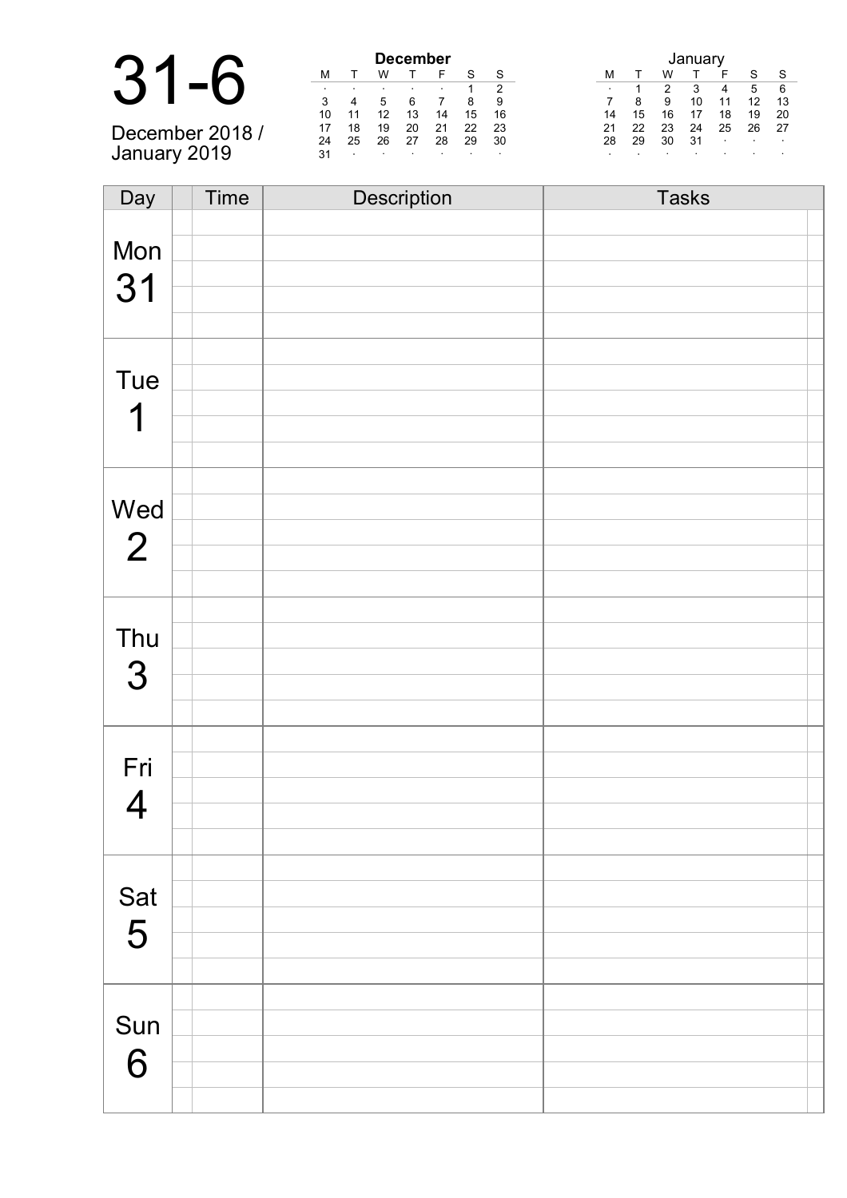# 31-6

December 2018 / January 2019

**December**

| M | T | W | T | F | S | S |
|---|---|---|---|---|---|---|
| · | · | · | · | · | 1 | 2 |
| 3 | 4 | 5 | 6 | 7 | 8 | 9 |
| 10 | 11 | 12 | 13 | 14 | 15 | 16 |
| 17 | 18 | 19 | 20 | 21 | 22 | 23 |
| 24 | 25 | 26 | 27 | 28 | 29 | 30 |
| 31 | · | · | · | · | · | · |

January

| M | T | W | T | F | S | S |
|---|---|---|---|---|---|---|
| · | 1 | 2 | 3 | 4 | 5 | 6 |
| 7 | 8 | 9 | 10 | 11 | 12 | 13 |
| 14 | 15 | 16 | 17 | 18 | 19 | 20 |
| 21 | 22 | 23 | 24 | 25 | 26 | 27 |
| 28 | 29 | 30 | 31 | · | · | · |
| · | · | · | · | · | · | · |

| Day | Time | Description | Tasks |
|---|---|---|---|
| Mon 31 | | | |
| Tue 1 | | | |
| Wed 2 | | | |
| Thu 3 | | | |
| Fri 4 | | | |
| Sat 5 | | | |
| Sun 6 | | | |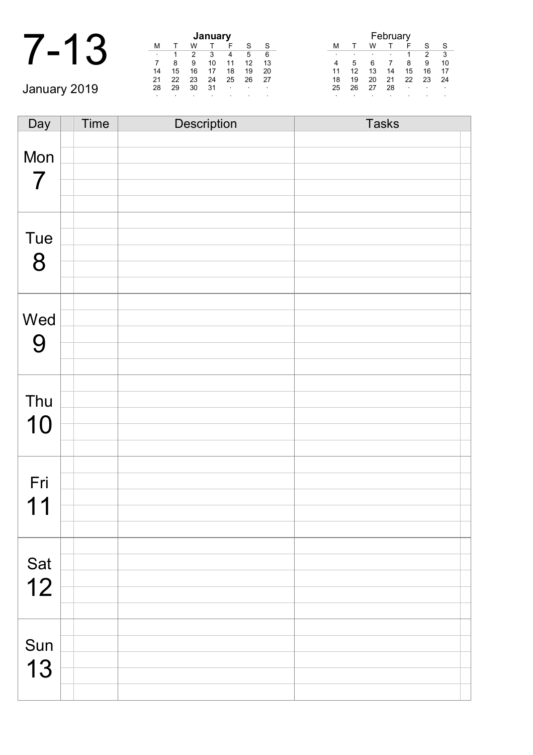# 7-13

January 2019

**January**

| M | T | W | T | F | S | S |
|---|---|---|---|---|---|---|
| · | 1 | 2 | 3 | 4 | 5 | 6 |
| 7 | 8 | 9 | 10 | 11 | 12 | 13 |
| 14 | 15 | 16 | 17 | 18 | 19 | 20 |
| 21 | 22 | 23 | 24 | 25 | 26 | 27 |
| 28 | 29 | 30 | 31 | · | · | · |
| · | · | · | · | · | · | · |

February

| M | T | W | T | F | S | S |
|---|---|---|---|---|---|---|
| · | · | · | · | 1 | 2 | 3 |
| 4 | 5 | 6 | 7 | 8 | 9 | 10 |
| 11 | 12 | 13 | 14 | 15 | 16 | 17 |
| 18 | 19 | 20 | 21 | 22 | 23 | 24 |
| 25 | 26 | 27 | 28 | · | · | · |
| · | · | · | · | · | · | · |

| Day | | Time | Description | Tasks | |
|---|---|---|---|---|---|
| Mon 7 | | | | | |
| | | | | | |
| | | | | | |
| | | | | | |
| | | | | | |
| Tue 8 | | | | | |
| | | | | | |
| | | | | | |
| | | | | | |
| | | | | | |
| Wed 9 | | | | | |
| | | | | | |
| | | | | | |
| | | | | | |
| | | | | | |
| Thu 10 | | | | | |
| | | | | | |
| | | | | | |
| | | | | | |
| | | | | | |
| Fri 11 | | | | | |
| | | | | | |
| | | | | | |
| | | | | | |
| | | | | | |
| Sat 12 | | | | | |
| | | | | | |
| | | | | | |
| | | | | | |
| | | | | | |
| Sun 13 | | | | | |
| | | | | | |
| | | | | | |
| | | | | | |
| | | | | | |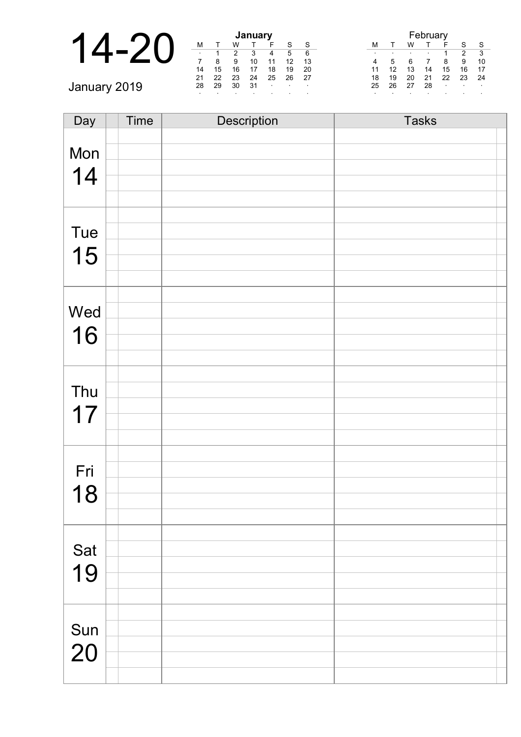# 14-20

January 2019

| | | | January | | | |
|---|---|---|---|---|---|---|
| M | T | W | T | F | S | S |
| · | 1 | 2 | 3 | 4 | 5 | 6 |
| 7 | 8 | 9 | 10 | 11 | 12 | 13 |
| 14 | 15 | 16 | 17 | 18 | 19 | 20 |
| 21 | 22 | 23 | 24 | 25 | 26 | 27 |
| 28 | 29 | 30 | 31 | · | · | · |
| · | · | · | · | · | · | · |

| | | | February | | | |
|---|---|---|---|---|---|---|
| M | T | W | T | F | S | S |
| · | · | · | · | 1 | 2 | 3 |
| 4 | 5 | 6 | 7 | 8 | 9 | 10 |
| 11 | 12 | 13 | 14 | 15 | 16 | 17 |
| 18 | 19 | 20 | 21 | 22 | 23 | 24 |
| 25 | 26 | 27 | 28 | · | · | · |
| · | · | · | · | · | · | · |

| Day | Time | Description | Tasks |
|---|---|---|---|
| Mon 14 | | | |
| Tue 15 | | | |
| Wed 16 | | | |
| Thu 17 | | | |
| Fri 18 | | | |
| Sat 19 | | | |
| Sun 20 | | | |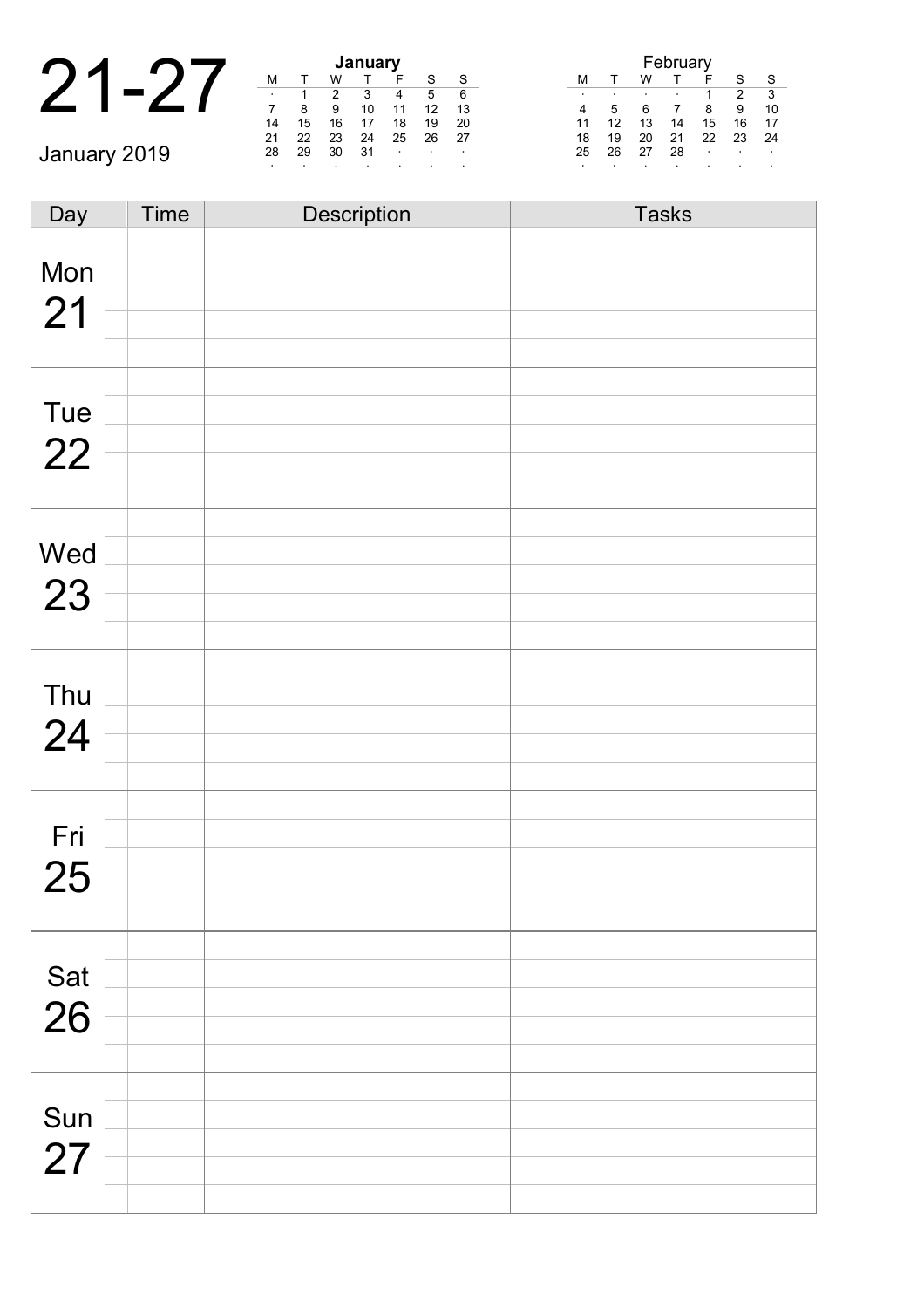# 21-27

January 2019

**January**

| M | T | W | T | F | S | S |
|---|---|---|---|---|---|---|
| · | 1 | 2 | 3 | 4 | 5 | 6 |
| 7 | 8 | 9 | 10 | 11 | 12 | 13 |
| 14 | 15 | 16 | 17 | 18 | 19 | 20 |
| 21 | 22 | 23 | 24 | 25 | 26 | 27 |
| 28 | 29 | 30 | 31 | · | · | · |
| · | · | · | · | · | · | · |

February

| M | T | W | T | F | S | S |
|---|---|---|---|---|---|---|
| · | · | · | · | 1 | 2 | 3 |
| 4 | 5 | 6 | 7 | 8 | 9 | 10 |
| 11 | 12 | 13 | 14 | 15 | 16 | 17 |
| 18 | 19 | 20 | 21 | 22 | 23 | 24 |
| 25 | 26 | 27 | 28 | · | · | · |
| · | · | · | · | · | · | · |

| Day | | Time | Description | Tasks | |
|---|---|---|---|---|---|
| Mon 21 | | | | | |
| | | | | | |
| | | | | | |
| | | | | | |
| | | | | | |
| Tue 22 | | | | | |
| | | | | | |
| | | | | | |
| | | | | | |
| | | | | | |
| Wed 23 | | | | | |
| | | | | | |
| | | | | | |
| | | | | | |
| | | | | | |
| Thu 24 | | | | | |
| | | | | | |
| | | | | | |
| | | | | | |
| | | | | | |
| Fri 25 | | | | | |
| | | | | | |
| | | | | | |
| | | | | | |
| | | | | | |
| Sat 26 | | | | | |
| | | | | | |
| | | | | | |
| | | | | | |
| | | | | | |
| Sun 27 | | | | | |
| | | | | | |
| | | | | | |
| | | | | | |
| | | | | | |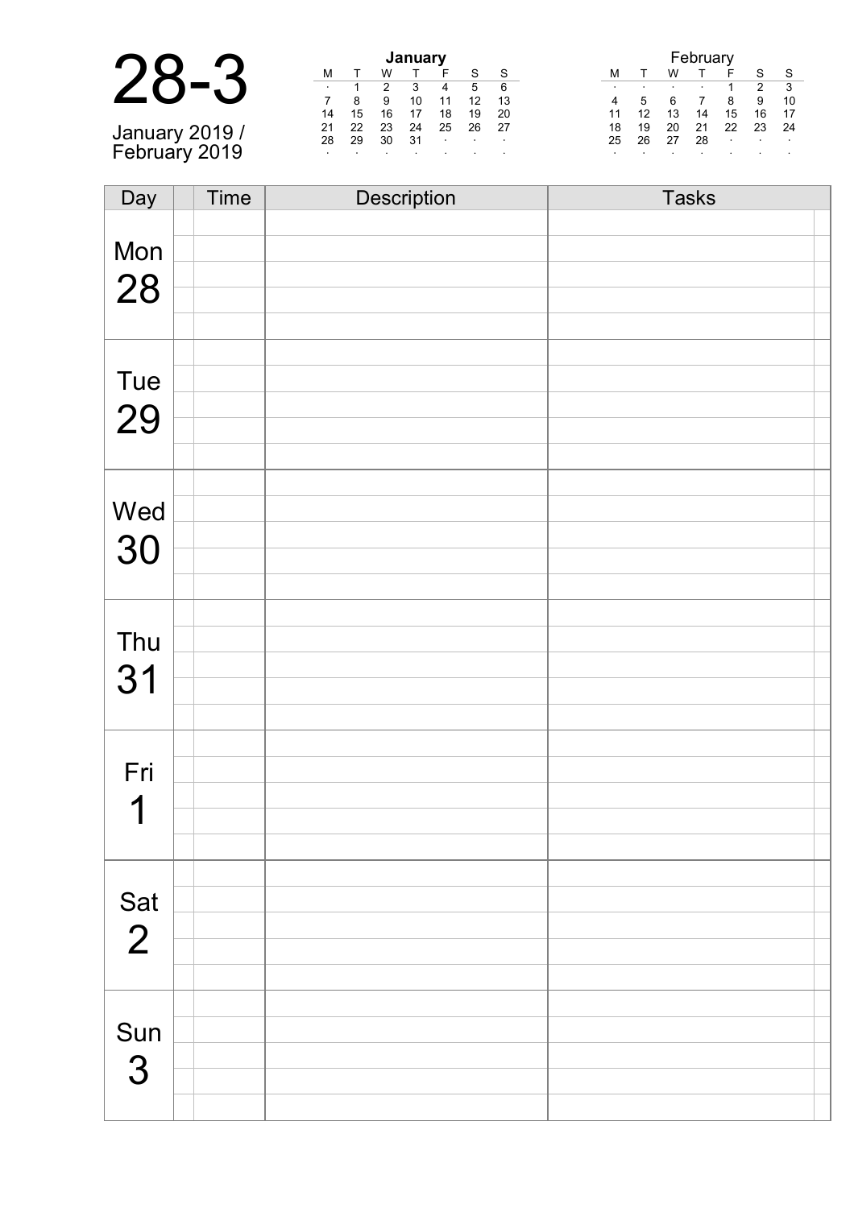# 28-3

January 2019 /
February 2019

**January**

| M | T | W | T | F | S | S |
|---|---|---|---|---|---|---|
| · | 1 | 2 | 3 | 4 | 5 | 6 |
| 7 | 8 | 9 | 10 | 11 | 12 | 13 |
| 14 | 15 | 16 | 17 | 18 | 19 | 20 |
| 21 | 22 | 23 | 24 | 25 | 26 | 27 |
| 28 | 29 | 30 | 31 | · | · | · |
| · | · | · | · | · | · | · |

February

| M | T | W | T | F | S | S |
|---|---|---|---|---|---|---|
| · | · | · | · | 1 | 2 | 3 |
| 4 | 5 | 6 | 7 | 8 | 9 | 10 |
| 11 | 12 | 13 | 14 | 15 | 16 | 17 |
| 18 | 19 | 20 | 21 | 22 | 23 | 24 |
| 25 | 26 | 27 | 28 | · | · | · |
| · | · | · | · | · | · | · |

| Day | Time | Description | Tasks |
|---|---|---|---|
| Mon 28 | | | |
| Tue 29 | | | |
| Wed 30 | | | |
| Thu 31 | | | |
| Fri 1 | | | |
| Sat 2 | | | |
| Sun 3 | | | |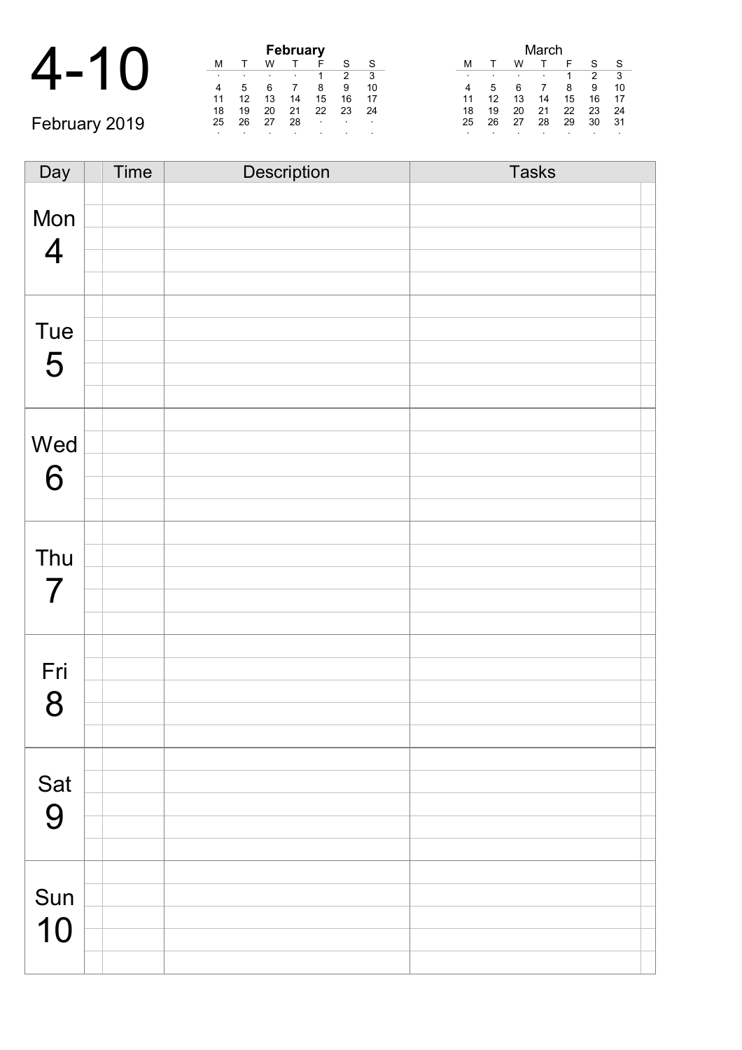# 4-10

February 2019

**February**

| M | T | W | T | F | S | S |
|---|---|---|---|---|---|---|
| · | · | · | · | 1 | 2 | 3 |
| 4 | 5 | 6 | 7 | 8 | 9 | 10 |
| 11 | 12 | 13 | 14 | 15 | 16 | 17 |
| 18 | 19 | 20 | 21 | 22 | 23 | 24 |
| 25 | 26 | 27 | 28 | · | · | · |
| · | · | · | · | · | · | · |

**March**

| M | T | W | T | F | S | S |
|---|---|---|---|---|---|---|
| · | · | · | · | 1 | 2 | 3 |
| 4 | 5 | 6 | 7 | 8 | 9 | 10 |
| 11 | 12 | 13 | 14 | 15 | 16 | 17 |
| 18 | 19 | 20 | 21 | 22 | 23 | 24 |
| 25 | 26 | 27 | 28 | 29 | 30 | 31 |
| · | · | · | · | · | · | · |

| Day | | Time | Description | Tasks | |
|---|---|---|---|---|---|
| Mon 4 | | | | | |
| | | | | | |
| | | | | | |
| | | | | | |
| | | | | | |
| Tue 5 | | | | | |
| | | | | | |
| | | | | | |
| | | | | | |
| | | | | | |
| Wed 6 | | | | | |
| | | | | | |
| | | | | | |
| | | | | | |
| | | | | | |
| Thu 7 | | | | | |
| | | | | | |
| | | | | | |
| | | | | | |
| | | | | | |
| Fri 8 | | | | | |
| | | | | | |
| | | | | | |
| | | | | | |
| | | | | | |
| Sat 9 | | | | | |
| | | | | | |
| | | | | | |
| | | | | | |
| | | | | | |
| Sun 10 | | | | | |
| | | | | | |
| | | | | | |
| | | | | | |
| | | | | | |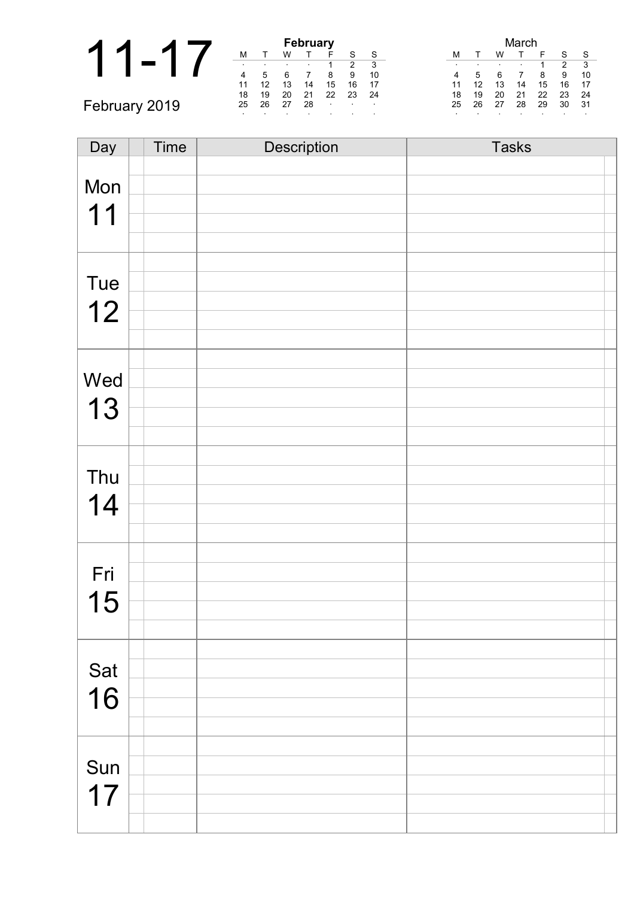# 11-17

February 2019

| **February** | | | | | | |
|---|---|---|---|---|---|---|
| M | T | W | T | F | S | S |
| · | · | · | · | 1 | 2 | 3 |
| 4 | 5 | 6 | 7 | 8 | 9 | 10 |
| 11 | 12 | 13 | 14 | 15 | 16 | 17 |
| 18 | 19 | 20 | 21 | 22 | 23 | 24 |
| 25 | 26 | 27 | 28 | · | · | · |
| · | · | · | · | · | · | · |

| March | | | | | | |
|---|---|---|---|---|---|---|
| M | T | W | T | F | S | S |
| · | · | · | · | 1 | 2 | 3 |
| 4 | 5 | 6 | 7 | 8 | 9 | 10 |
| 11 | 12 | 13 | 14 | 15 | 16 | 17 |
| 18 | 19 | 20 | 21 | 22 | 23 | 24 |
| 25 | 26 | 27 | 28 | 29 | 30 | 31 |
| · | · | · | · | · | · | · |

| Day | Time | Description | Tasks |
|---|---|---|---|
| Mon 11 | | | |
| Tue 12 | | | |
| Wed 13 | | | |
| Thu 14 | | | |
| Fri 15 | | | |
| Sat 16 | | | |
| Sun 17 | | | |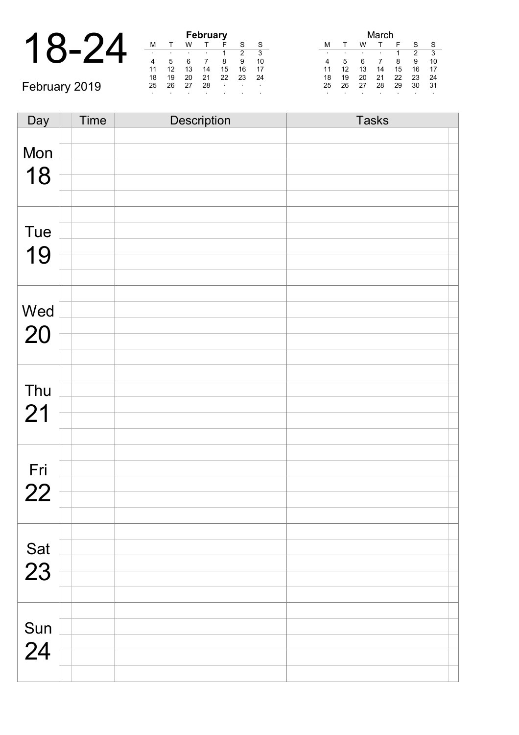# 18-24

February 2019

**February**

| M | T | W | T | F | S | S |
|---|---|---|---|---|---|---|
| · | · | · | · | 1 | 2 | 3 |
| 4 | 5 | 6 | 7 | 8 | 9 | 10 |
| 11 | 12 | 13 | 14 | 15 | 16 | 17 |
| 18 | 19 | 20 | 21 | 22 | 23 | 24 |
| 25 | 26 | 27 | 28 | · | · | · |
| · | · | · | · | · | · | · |

March

| M | T | W | T | F | S | S |
|---|---|---|---|---|---|---|
| · | · | · | · | 1 | 2 | 3 |
| 4 | 5 | 6 | 7 | 8 | 9 | 10 |
| 11 | 12 | 13 | 14 | 15 | 16 | 17 |
| 18 | 19 | 20 | 21 | 22 | 23 | 24 |
| 25 | 26 | 27 | 28 | 29 | 30 | 31 |
| · | · | · | · | · | · | · |

| Day | | Time | Description | Tasks | |
|---|---|---|---|---|---|
| Mon 18 | | | | | |
| | | | | | |
| | | | | | |
| | | | | | |
| | | | | | |
| Tue 19 | | | | | |
| | | | | | |
| | | | | | |
| | | | | | |
| | | | | | |
| Wed 20 | | | | | |
| | | | | | |
| | | | | | |
| | | | | | |
| | | | | | |
| Thu 21 | | | | | |
| | | | | | |
| | | | | | |
| | | | | | |
| | | | | | |
| Fri 22 | | | | | |
| | | | | | |
| | | | | | |
| | | | | | |
| | | | | | |
| Sat 23 | | | | | |
| | | | | | |
| | | | | | |
| | | | | | |
| | | | | | |
| Sun 24 | | | | | |
| | | | | | |
| | | | | | |
| | | | | | |
| | | | | | |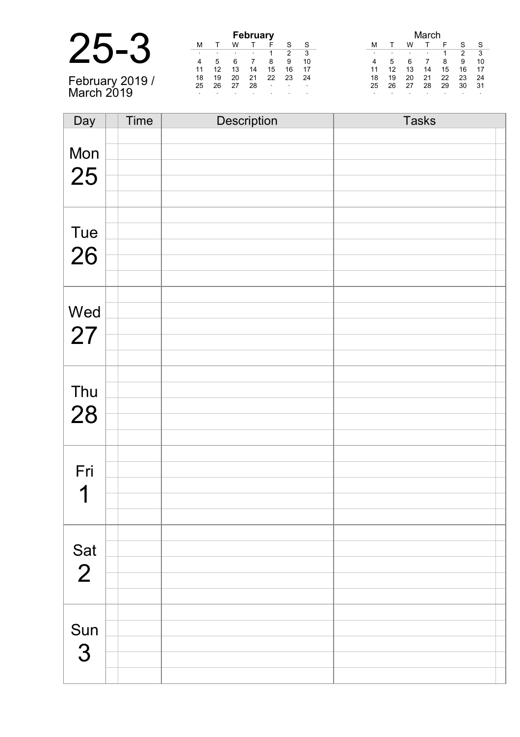# 25-3

February 2019 / March 2019

**February**

| M | T | W | T | F | S | S |
|---|---|---|---|---|---|---|
| · | · | · | · | 1 | 2 | 3 |
| 4 | 5 | 6 | 7 | 8 | 9 | 10 |
| 11 | 12 | 13 | 14 | 15 | 16 | 17 |
| 18 | 19 | 20 | 21 | 22 | 23 | 24 |
| 25 | 26 | 27 | 28 | · | · | · |
| · | · | · | · | · | · | · |

March

| M | T | W | T | F | S | S |
|---|---|---|---|---|---|---|
| · | · | · | · | 1 | 2 | 3 |
| 4 | 5 | 6 | 7 | 8 | 9 | 10 |
| 11 | 12 | 13 | 14 | 15 | 16 | 17 |
| 18 | 19 | 20 | 21 | 22 | 23 | 24 |
| 25 | 26 | 27 | 28 | 29 | 30 | 31 |
| · | · | · | · | · | · | · |

| Day | Time | Description | Tasks |
|---|---|---|---|
| Mon 25 | | | |
| Tue 26 | | | |
| Wed 27 | | | |
| Thu 28 | | | |
| Fri 1 | | | |
| Sat 2 | | | |
| Sun 3 | | | |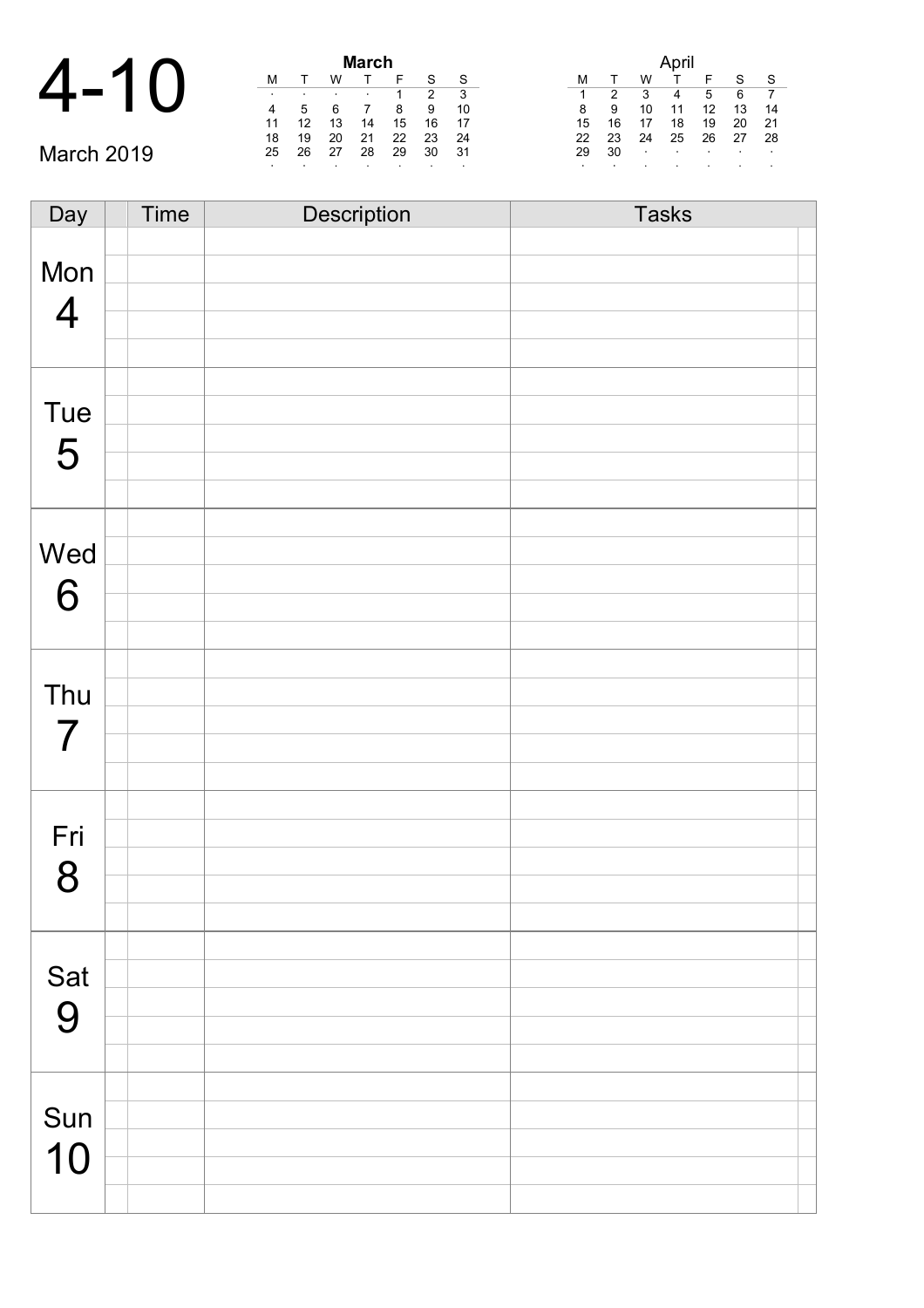# 4-10

March 2019

**March**

| M | T | W | T | F | S | S |
|---|---|---|---|---|---|---|
| · | · | · | · | 1 | 2 | 3 |
| 4 | 5 | 6 | 7 | 8 | 9 | 10 |
| 11 | 12 | 13 | 14 | 15 | 16 | 17 |
| 18 | 19 | 20 | 21 | 22 | 23 | 24 |
| 25 | 26 | 27 | 28 | 29 | 30 | 31 |
| · | · | · | · | · | · | · |

**April**

| M | T | W | T | F | S | S |
|---|---|---|---|---|---|---|
| 1 | 2 | 3 | 4 | 5 | 6 | 7 |
| 8 | 9 | 10 | 11 | 12 | 13 | 14 |
| 15 | 16 | 17 | 18 | 19 | 20 | 21 |
| 22 | 23 | 24 | 25 | 26 | 27 | 28 |
| 29 | 30 | · | · | · | · | · |
| · | · | · | · | · | · | · |

| Day | | Time | Description | Tasks | |
|---|---|---|---|---|---|
| Mon 4 | | | | | |
| Tue 5 | | | | | |
| Wed 6 | | | | | |
| Thu 7 | | | | | |
| Fri 8 | | | | | |
| Sat 9 | | | | | |
| Sun 10 | | | | | |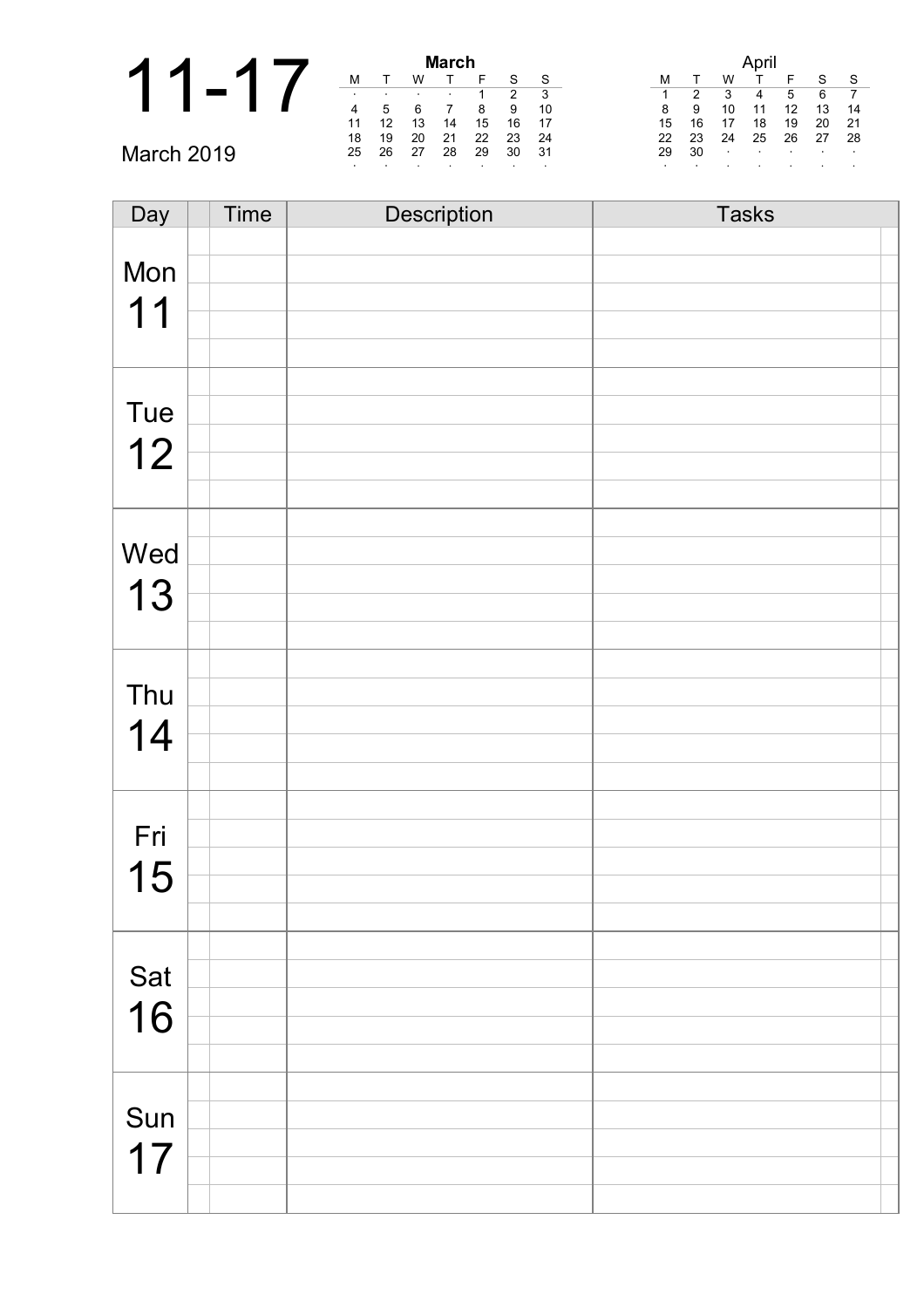# 11-17

March 2019

**March**

| M | T | W | T | F | S | S |
|---|---|---|---|---|---|---|
| · | · | · | · | 1 | 2 | 3 |
| 4 | 5 | 6 | 7 | 8 | 9 | 10 |
| 11 | 12 | 13 | 14 | 15 | 16 | 17 |
| 18 | 19 | 20 | 21 | 22 | 23 | 24 |
| 25 | 26 | 27 | 28 | 29 | 30 | 31 |
| · | · | · | · | · | · | · |

April

| M | T | W | T | F | S | S |
|---|---|---|---|---|---|---|
| 1 | 2 | 3 | 4 | 5 | 6 | 7 |
| 8 | 9 | 10 | 11 | 12 | 13 | 14 |
| 15 | 16 | 17 | 18 | 19 | 20 | 21 |
| 22 | 23 | 24 | 25 | 26 | 27 | 28 |
| 29 | 30 | · | · | · | · | · |
| · | · | · | · | · | · | · |

| Day | Time | Description | Tasks |
|---|---|---|---|
| Mon 11 | | | |
| Tue 12 | | | |
| Wed 13 | | | |
| Thu 14 | | | |
| Fri 15 | | | |
| Sat 16 | | | |
| Sun 17 | | | |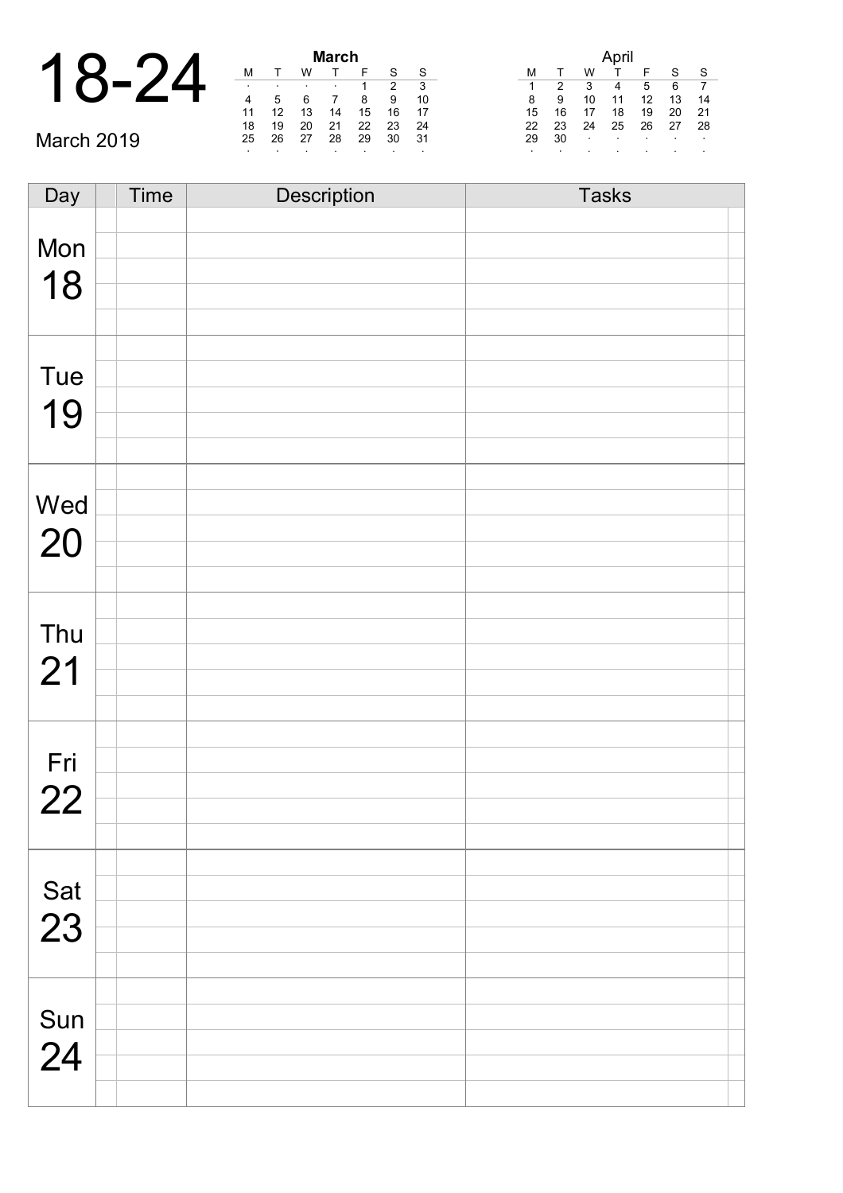# 18-24

March 2019

**March**

| M | T | W | T | F | S | S |
|---|---|---|---|---|---|---|
| · | · | · | · | 1 | 2 | 3 |
| 4 | 5 | 6 | 7 | 8 | 9 | 10 |
| 11 | 12 | 13 | 14 | 15 | 16 | 17 |
| 18 | 19 | 20 | 21 | 22 | 23 | 24 |
| 25 | 26 | 27 | 28 | 29 | 30 | 31 |
| · | · | · | · | · | · | · |

**April**

| M | T | W | T | F | S | S |
|---|---|---|---|---|---|---|
| 1 | 2 | 3 | 4 | 5 | 6 | 7 |
| 8 | 9 | 10 | 11 | 12 | 13 | 14 |
| 15 | 16 | 17 | 18 | 19 | 20 | 21 |
| 22 | 23 | 24 | 25 | 26 | 27 | 28 |
| 29 | 30 | · | · | · | · | · |
| · | · | · | · | · | · | · |

| Day | | Time | Description | Tasks | |
|---|---|---|---|---|---|
| Mon 18 | | | | | |
| | | | | | |
| | | | | | |
| | | | | | |
| | | | | | |
| Tue 19 | | | | | |
| | | | | | |
| | | | | | |
| | | | | | |
| | | | | | |
| Wed 20 | | | | | |
| | | | | | |
| | | | | | |
| | | | | | |
| | | | | | |
| Thu 21 | | | | | |
| | | | | | |
| | | | | | |
| | | | | | |
| | | | | | |
| Fri 22 | | | | | |
| | | | | | |
| | | | | | |
| | | | | | |
| | | | | | |
| Sat 23 | | | | | |
| | | | | | |
| | | | | | |
| | | | | | |
| | | | | | |
| Sun 24 | | | | | |
| | | | | | |
| | | | | | |
| | | | | | |
| | | | | | |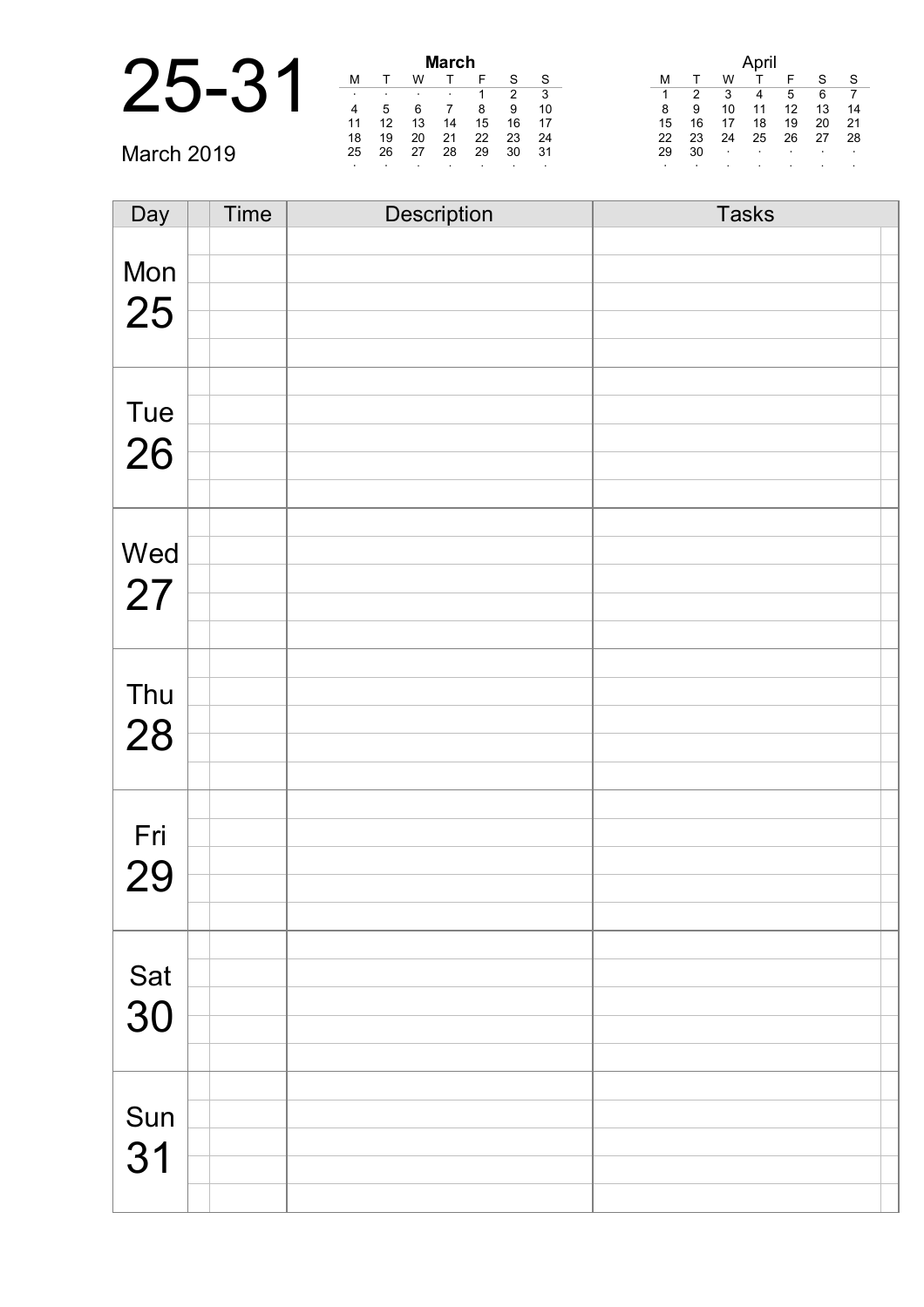# 25-31

March 2019

**March**

| M | T | W | T | F | S | S |
|---|---|---|---|---|---|---|
| · | · | · | · | 1 | 2 | 3 |
| 4 | 5 | 6 | 7 | 8 | 9 | 10 |
| 11 | 12 | 13 | 14 | 15 | 16 | 17 |
| 18 | 19 | 20 | 21 | 22 | 23 | 24 |
| 25 | 26 | 27 | 28 | 29 | 30 | 31 |
| · | · | · | · | · | · | · |

April

| M | T | W | T | F | S | S |
|---|---|---|---|---|---|---|
| 1 | 2 | 3 | 4 | 5 | 6 | 7 |
| 8 | 9 | 10 | 11 | 12 | 13 | 14 |
| 15 | 16 | 17 | 18 | 19 | 20 | 21 |
| 22 | 23 | 24 | 25 | 26 | 27 | 28 |
| 29 | 30 | · | · | · | · | · |
| · | · | · | · | · | · | · |

| Day | Time | Description | Tasks |
|---|---|---|---|
| Mon 25 | | | |
| Tue 26 | | | |
| Wed 27 | | | |
| Thu 28 | | | |
| Fri 29 | | | |
| Sat 30 | | | |
| Sun 31 | | | |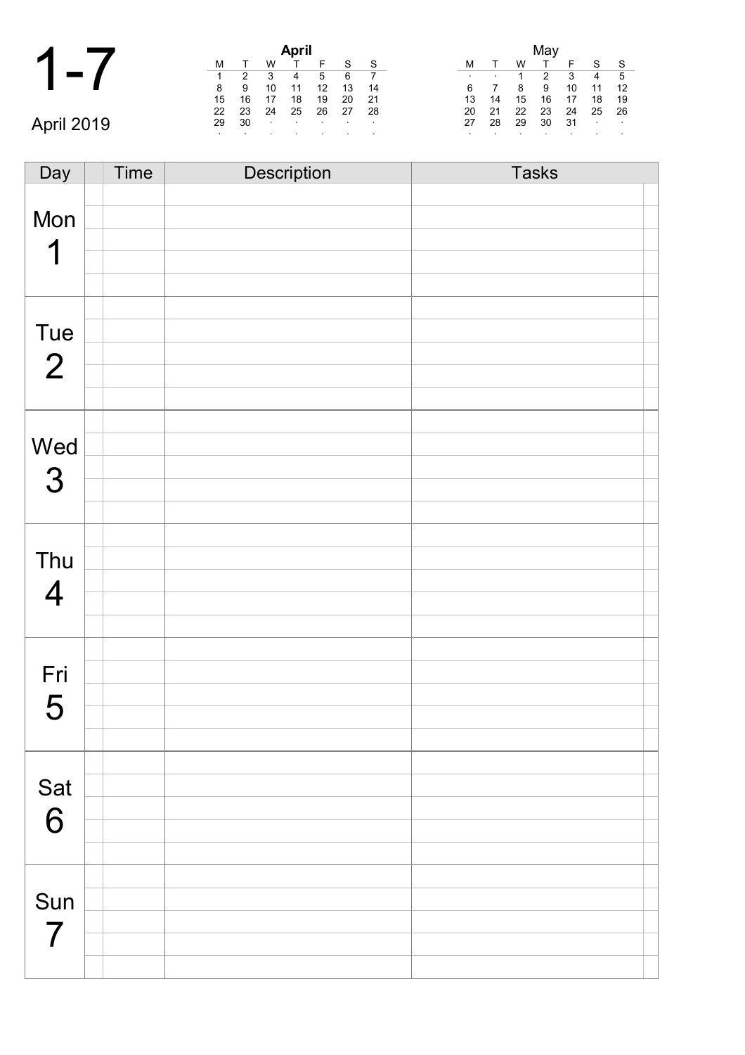# 1-7

April 2019

**April**

| M | T | W | T | F | S | S |
|---|---|---|---|---|---|---|
| 1 | 2 | 3 | 4 | 5 | 6 | 7 |
| 8 | 9 | 10 | 11 | 12 | 13 | 14 |
| 15 | 16 | 17 | 18 | 19 | 20 | 21 |
| 22 | 23 | 24 | 25 | 26 | 27 | 28 |
| 29 | 30 | · | · | · | · | · |
| · | · | · | · | · | · | · |

May

| M | T | W | T | F | S | S |
|---|---|---|---|---|---|---|
| · | · | 1 | 2 | 3 | 4 | 5 |
| 6 | 7 | 8 | 9 | 10 | 11 | 12 |
| 13 | 14 | 15 | 16 | 17 | 18 | 19 |
| 20 | 21 | 22 | 23 | 24 | 25 | 26 |
| 27 | 28 | 29 | 30 | 31 | · | · |
| · | · | · | · | · | · | · |

| Day | | Time | Description | Tasks | |
|---|---|---|---|---|---|
| Mon 1 | | | | | |
| Tue 2 | | | | | |
| Wed 3 | | | | | |
| Thu 4 | | | | | |
| Fri 5 | | | | | |
| Sat 6 | | | | | |
| Sun 7 | | | | | |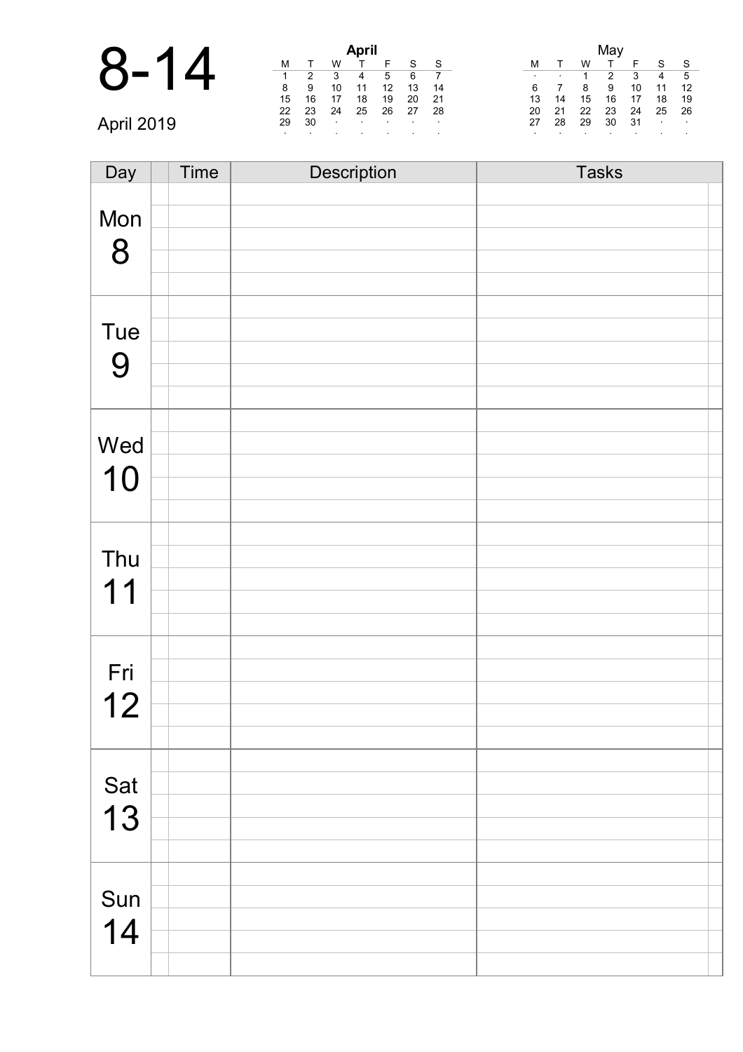# 8-14

April 2019

**April**

| M | T | W | T | F | S | S |
|---|---|---|---|---|---|---|
| 1 | 2 | 3 | 4 | 5 | 6 | 7 |
| 8 | 9 | 10 | 11 | 12 | 13 | 14 |
| 15 | 16 | 17 | 18 | 19 | 20 | 21 |
| 22 | 23 | 24 | 25 | 26 | 27 | 28 |
| 29 | 30 | · | · | · | · | · |
| · | · | · | · | · | · | · |

**May**

| M | T | W | T | F | S | S |
|---|---|---|---|---|---|---|
| · | · | 1 | 2 | 3 | 4 | 5 |
| 6 | 7 | 8 | 9 | 10 | 11 | 12 |
| 13 | 14 | 15 | 16 | 17 | 18 | 19 |
| 20 | 21 | 22 | 23 | 24 | 25 | 26 |
| 27 | 28 | 29 | 30 | 31 | · | · |
| · | · | · | · | · | · | · |

| Day | Time | Description | Tasks |
|---|---|---|---|
| Mon 8 | | | |
| Tue 9 | | | |
| Wed 10 | | | |
| Thu 11 | | | |
| Fri 12 | | | |
| Sat 13 | | | |
| Sun 14 | | | |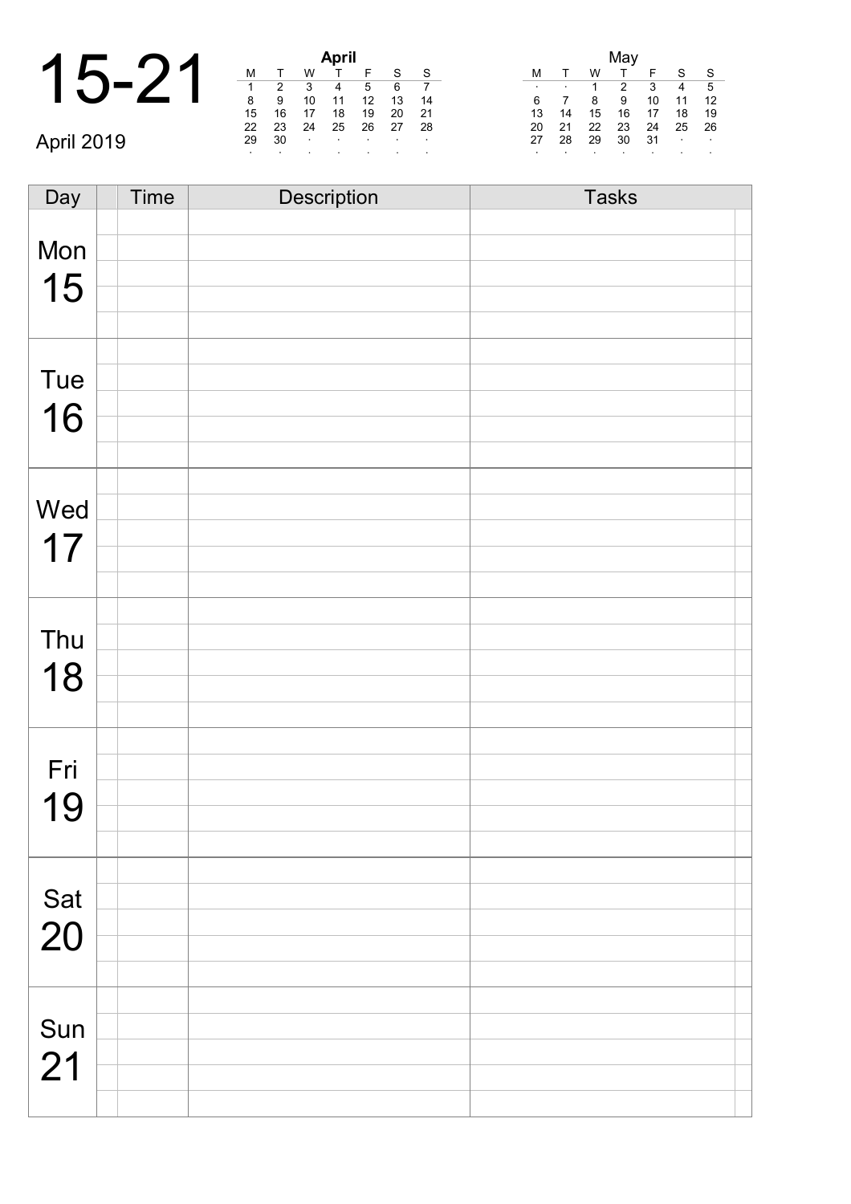# 15-21

April 2019

| April | | | | | | |
|---|---|---|---|---|---|---|
| M | T | W | T | F | S | S |
| 1 | 2 | 3 | 4 | 5 | 6 | 7 |
| 8 | 9 | 10 | 11 | 12 | 13 | 14 |
| 15 | 16 | 17 | 18 | 19 | 20 | 21 |
| 22 | 23 | 24 | 25 | 26 | 27 | 28 |
| 29 | 30 | · | · | · | · | · |
| · | · | · | · | · | · | · |

| May | | | | | | |
|---|---|---|---|---|---|---|
| M | T | W | T | F | S | S |
| · | · | 1 | 2 | 3 | 4 | 5 |
| 6 | 7 | 8 | 9 | 10 | 11 | 12 |
| 13 | 14 | 15 | 16 | 17 | 18 | 19 |
| 20 | 21 | 22 | 23 | 24 | 25 | 26 |
| 27 | 28 | 29 | 30 | 31 | · | · |
| · | · | · | · | · | · | · |

| Day | | Time | Description | Tasks | |
|---|---|---|---|---|---|
| Mon 15 | | | | | |
| Tue 16 | | | | | |
| Wed 17 | | | | | |
| Thu 18 | | | | | |
| Fri 19 | | | | | |
| Sat 20 | | | | | |
| Sun 21 | | | | | |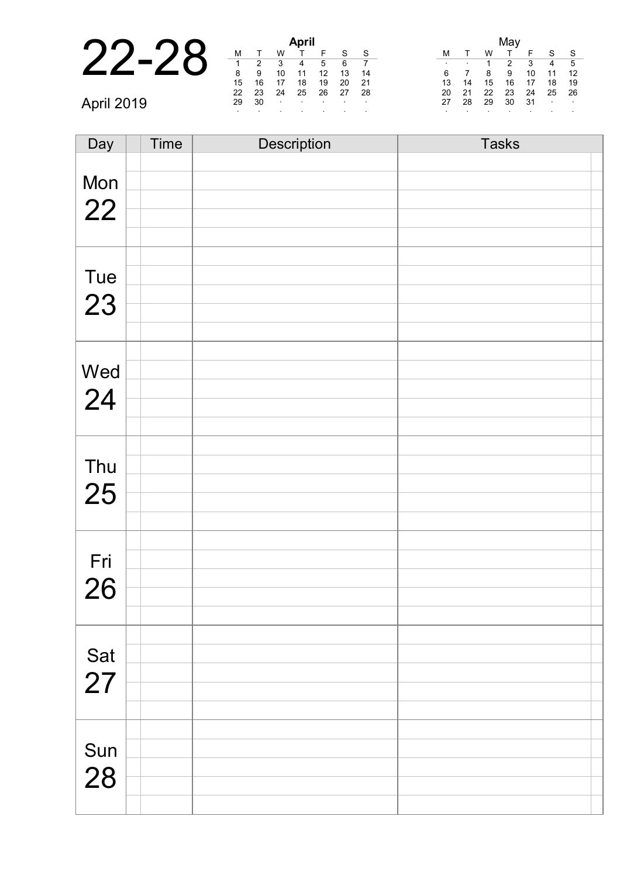# 22-28

April 2019

| April | | | | | | |
|---|---|---|---|---|---|---|
| M | T | W | T | F | S | S |
| 1 | 2 | 3 | 4 | 5 | 6 | 7 |
| 8 | 9 | 10 | 11 | 12 | 13 | 14 |
| 15 | 16 | 17 | 18 | 19 | 20 | 21 |
| 22 | 23 | 24 | 25 | 26 | 27 | 28 |
| 29 | 30 | · | · | · | · | · |
| · | · | · | · | · | · | · |

| May | | | | | | |
|---|---|---|---|---|---|---|
| M | T | W | T | F | S | S |
| · | · | 1 | 2 | 3 | 4 | 5 |
| 6 | 7 | 8 | 9 | 10 | 11 | 12 |
| 13 | 14 | 15 | 16 | 17 | 18 | 19 |
| 20 | 21 | 22 | 23 | 24 | 25 | 26 |
| 27 | 28 | 29 | 30 | 31 | · | · |
| · | · | · | · | · | · | · |

| Day | Time | Description | Tasks |
|---|---|---|---|
| Mon 22 | | | |
| Tue 23 | | | |
| Wed 24 | | | |
| Thu 25 | | | |
| Fri 26 | | | |
| Sat 27 | | | |
| Sun 28 | | | |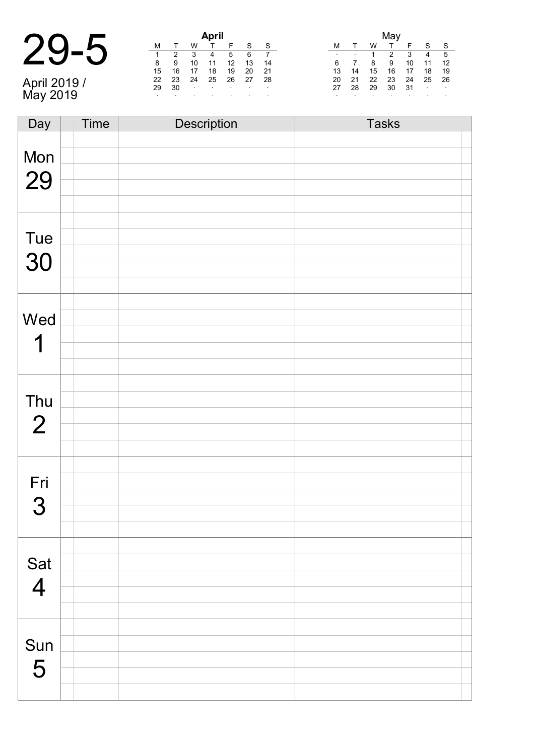# 29-5

April 2019 /
May 2019

**April**

| M | T | W | T | F | S | S |
|---|---|---|---|---|---|---|
| 1 | 2 | 3 | 4 | 5 | 6 | 7 |
| 8 | 9 | 10 | 11 | 12 | 13 | 14 |
| 15 | 16 | 17 | 18 | 19 | 20 | 21 |
| 22 | 23 | 24 | 25 | 26 | 27 | 28 |
| 29 | 30 | · | · | · | · | · |
| · | · | · | · | · | · | · |

**May**

| M | T | W | T | F | S | S |
|---|---|---|---|---|---|---|
| · | · | 1 | 2 | 3 | 4 | 5 |
| 6 | 7 | 8 | 9 | 10 | 11 | 12 |
| 13 | 14 | 15 | 16 | 17 | 18 | 19 |
| 20 | 21 | 22 | 23 | 24 | 25 | 26 |
| 27 | 28 | 29 | 30 | 31 | · | · |
| · | · | · | · | · | · | · |

| Day | | Time | Description | Tasks | |
|---|---|---|---|---|---|
| Mon 29 | | | | | |
| Tue 30 | | | | | |
| Wed 1 | | | | | |
| Thu 2 | | | | | |
| Fri 3 | | | | | |
| Sat 4 | | | | | |
| Sun 5 | | | | | |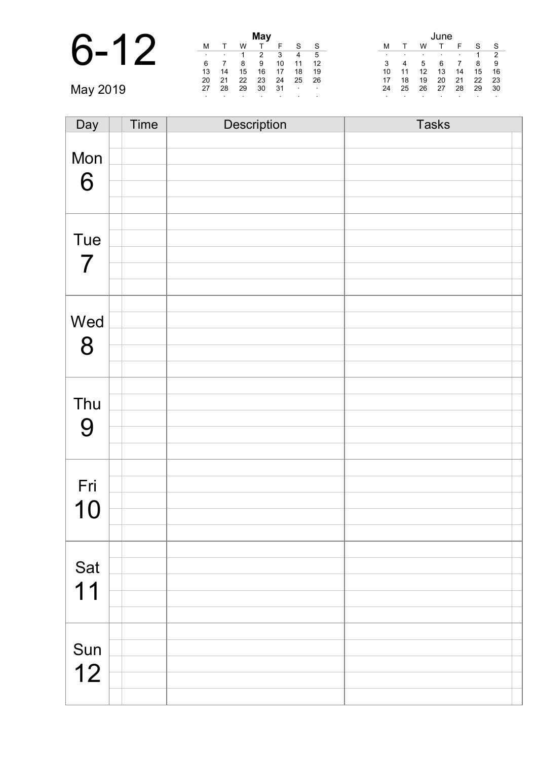# 6-12

May 2019

| | | | May | | | |
|---|---|---|---|---|---|---|
| M | T | W | T | F | S | S |
| · | · | 1 | 2 | 3 | 4 | 5 |
| 6 | 7 | 8 | 9 | 10 | 11 | 12 |
| 13 | 14 | 15 | 16 | 17 | 18 | 19 |
| 20 | 21 | 22 | 23 | 24 | 25 | 26 |
| 27 | 28 | 29 | 30 | 31 | · | · |
| · | · | · | · | · | · | · |

| | | | June | | | |
|---|---|---|---|---|---|---|
| M | T | W | T | F | S | S |
| · | · | · | · | · | 1 | 2 |
| 3 | 4 | 5 | 6 | 7 | 8 | 9 |
| 10 | 11 | 12 | 13 | 14 | 15 | 16 |
| 17 | 18 | 19 | 20 | 21 | 22 | 23 |
| 24 | 25 | 26 | 27 | 28 | 29 | 30 |
| · | · | · | · | · | · | · |

| Day | Time | Description | Tasks |
|---|---|---|---|
| Mon 6 | | | |
| Tue 7 | | | |
| Wed 8 | | | |
| Thu 9 | | | |
| Fri 10 | | | |
| Sat 11 | | | |
| Sun 12 | | | |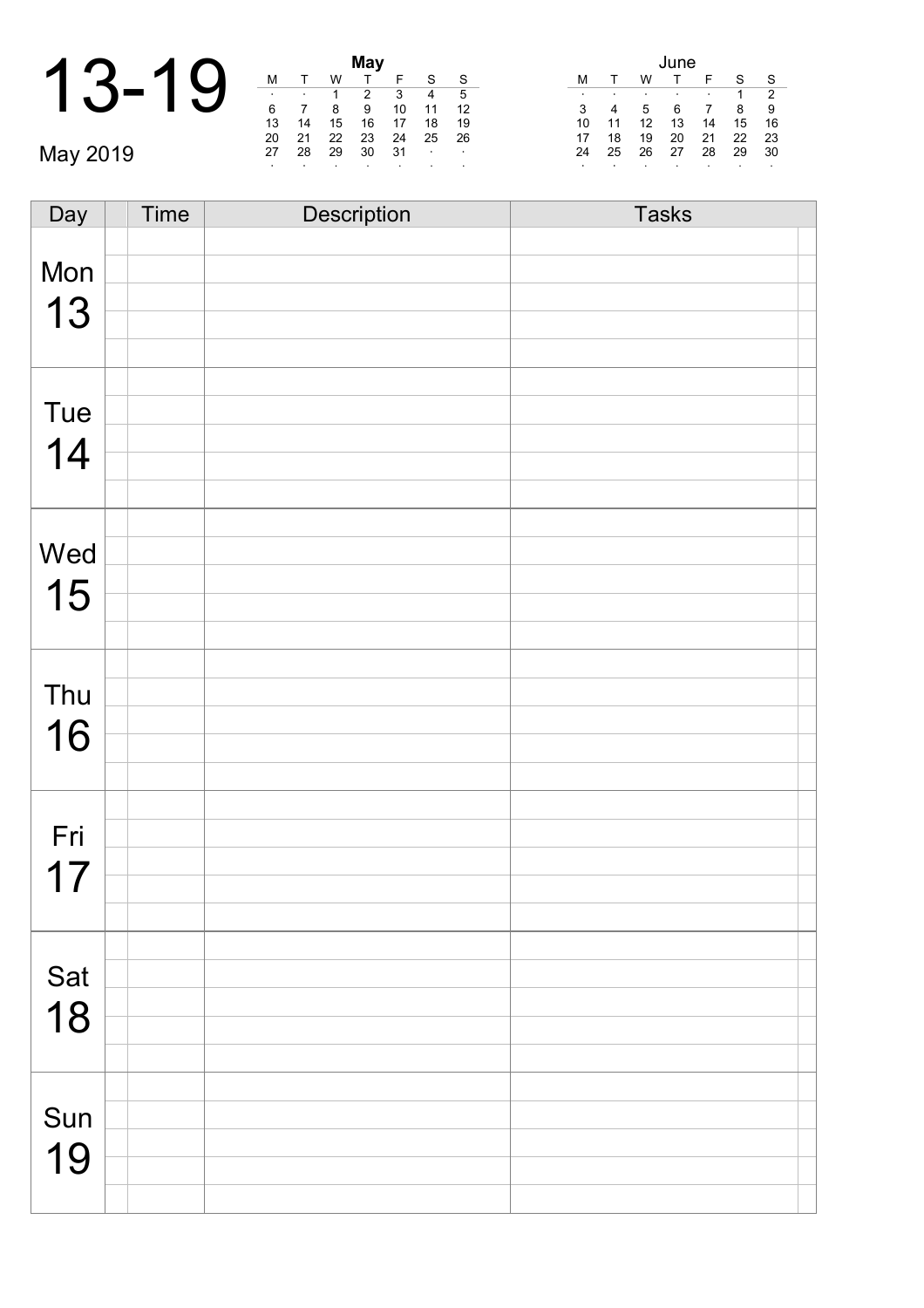# 13-19

May 2019

**May**

| M | T | W | T | F | S | S |
|---|---|---|---|---|---|---|
| · | · | 1 | 2 | 3 | 4 | 5 |
| 6 | 7 | 8 | 9 | 10 | 11 | 12 |
| 13 | 14 | 15 | 16 | 17 | 18 | 19 |
| 20 | 21 | 22 | 23 | 24 | 25 | 26 |
| 27 | 28 | 29 | 30 | 31 | · | · |
| · | · | · | · | · | · | · |

June

| M | T | W | T | F | S | S |
|---|---|---|---|---|---|---|
| · | · | · | · | · | 1 | 2 |
| 3 | 4 | 5 | 6 | 7 | 8 | 9 |
| 10 | 11 | 12 | 13 | 14 | 15 | 16 |
| 17 | 18 | 19 | 20 | 21 | 22 | 23 |
| 24 | 25 | 26 | 27 | 28 | 29 | 30 |
| · | · | · | · | · | · | · |

| Day | | Time | Description | Tasks | |
|---|---|---|---|---|---|
| Mon 13 | | | | | |
| Tue 14 | | | | | |
| Wed 15 | | | | | |
| Thu 16 | | | | | |
| Fri 17 | | | | | |
| Sat 18 | | | | | |
| Sun 19 | | | | | |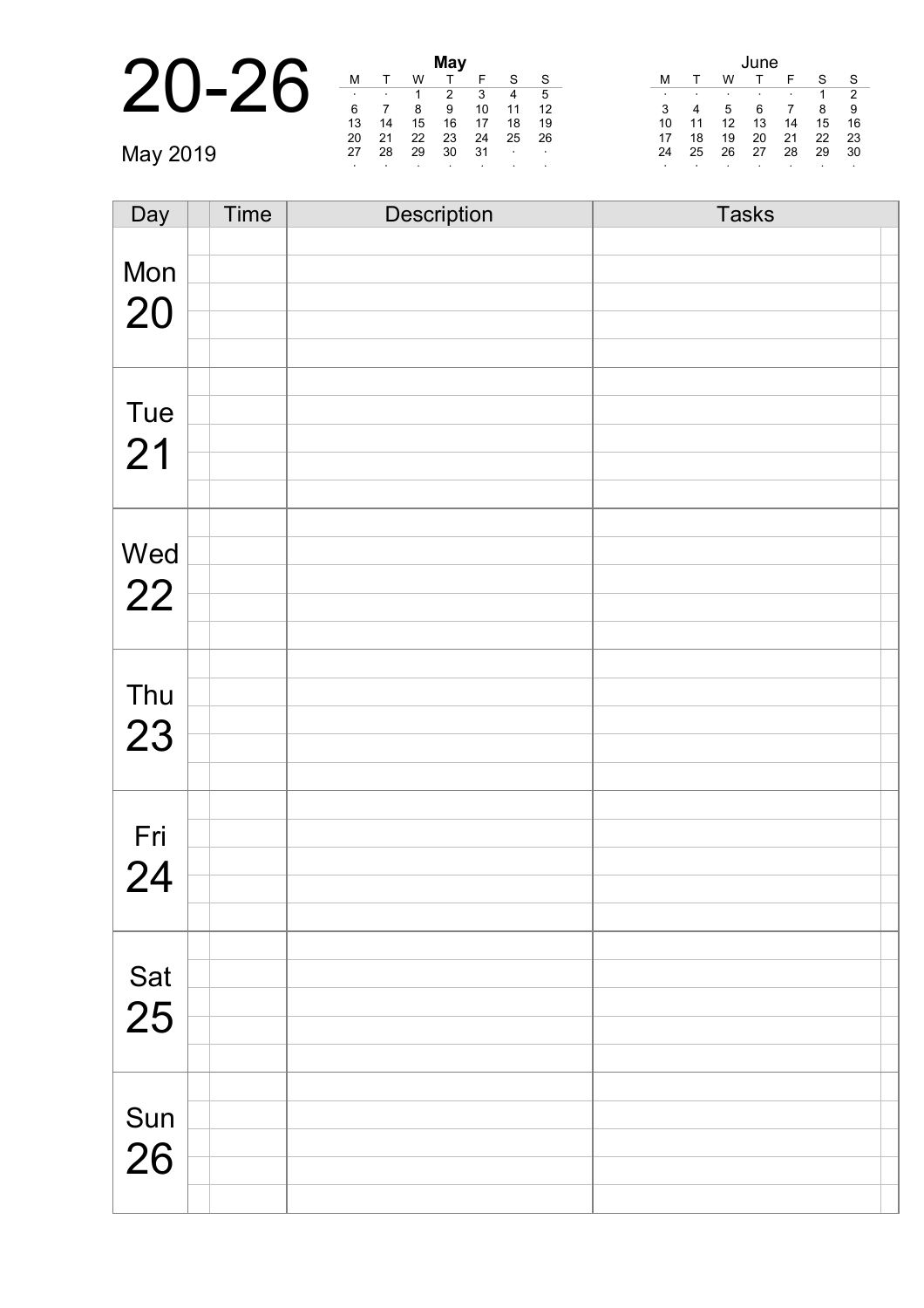# 20-26

May 2019

**May**

| M | T | W | T | F | S | S |
|---|---|---|---|---|---|---|
| · | · | 1 | 2 | 3 | 4 | 5 |
| 6 | 7 | 8 | 9 | 10 | 11 | 12 |
| 13 | 14 | 15 | 16 | 17 | 18 | 19 |
| 20 | 21 | 22 | 23 | 24 | 25 | 26 |
| 27 | 28 | 29 | 30 | 31 | · | · |
| · | · | · | · | · | · | · |

June

| M | T | W | T | F | S | S |
|---|---|---|---|---|---|---|
| · | · | · | · | · | 1 | 2 |
| 3 | 4 | 5 | 6 | 7 | 8 | 9 |
| 10 | 11 | 12 | 13 | 14 | 15 | 16 |
| 17 | 18 | 19 | 20 | 21 | 22 | 23 |
| 24 | 25 | 26 | 27 | 28 | 29 | 30 |
| · | · | · | · | · | · | · |

| Day | Time | Description | Tasks |
|---|---|---|---|
| Mon 20 | | | |
| Tue 21 | | | |
| Wed 22 | | | |
| Thu 23 | | | |
| Fri 24 | | | |
| Sat 25 | | | |
| Sun 26 | | | |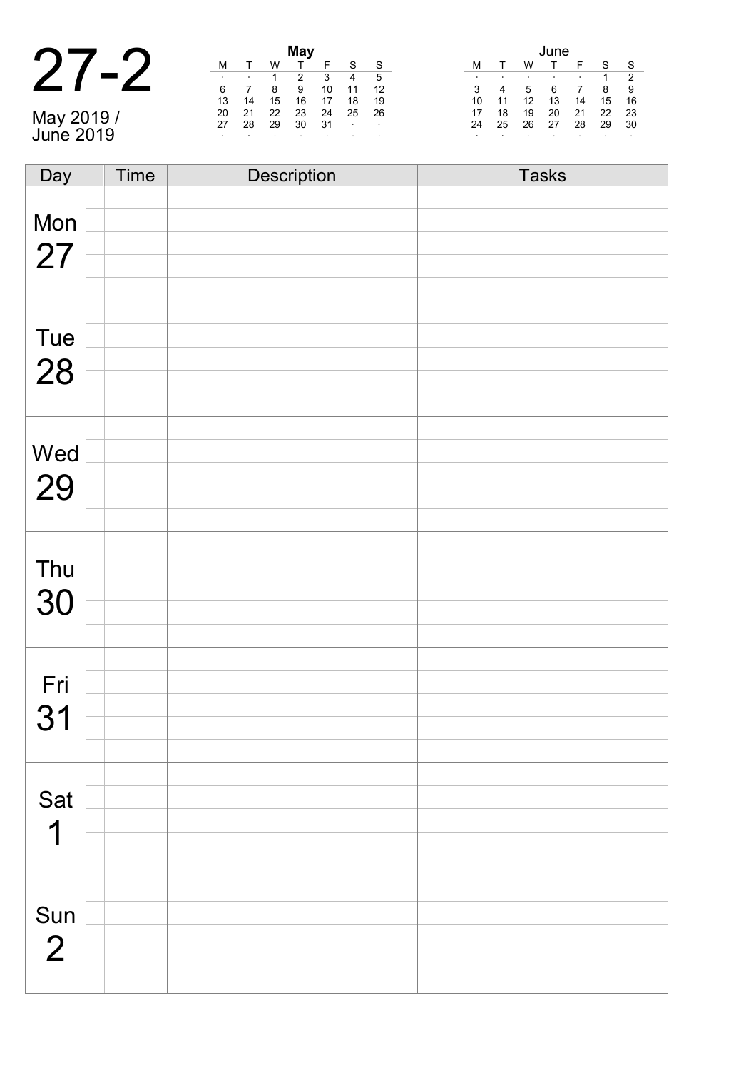# 27-2

May 2019 / June 2019

**May**

| M | T | W | T | F | S | S |
|---|---|---|---|---|---|---|
| · | · | 1 | 2 | 3 | 4 | 5 |
| 6 | 7 | 8 | 9 | 10 | 11 | 12 |
| 13 | 14 | 15 | 16 | 17 | 18 | 19 |
| 20 | 21 | 22 | 23 | 24 | 25 | 26 |
| 27 | 28 | 29 | 30 | 31 | · | · |
| · | · | · | · | · | · | · |

June

| M | T | W | T | F | S | S |
|---|---|---|---|---|---|---|
| · | · | · | · | · | 1 | 2 |
| 3 | 4 | 5 | 6 | 7 | 8 | 9 |
| 10 | 11 | 12 | 13 | 14 | 15 | 16 |
| 17 | 18 | 19 | 20 | 21 | 22 | 23 |
| 24 | 25 | 26 | 27 | 28 | 29 | 30 |
| · | · | · | · | · | · | · |

| Day | | Time | Description | Tasks | |
|---|---|---|---|---|---|
| Mon 27 | | | | | |
| Tue 28 | | | | | |
| Wed 29 | | | | | |
| Thu 30 | | | | | |
| Fri 31 | | | | | |
| Sat 1 | | | | | |
| Sun 2 | | | | | |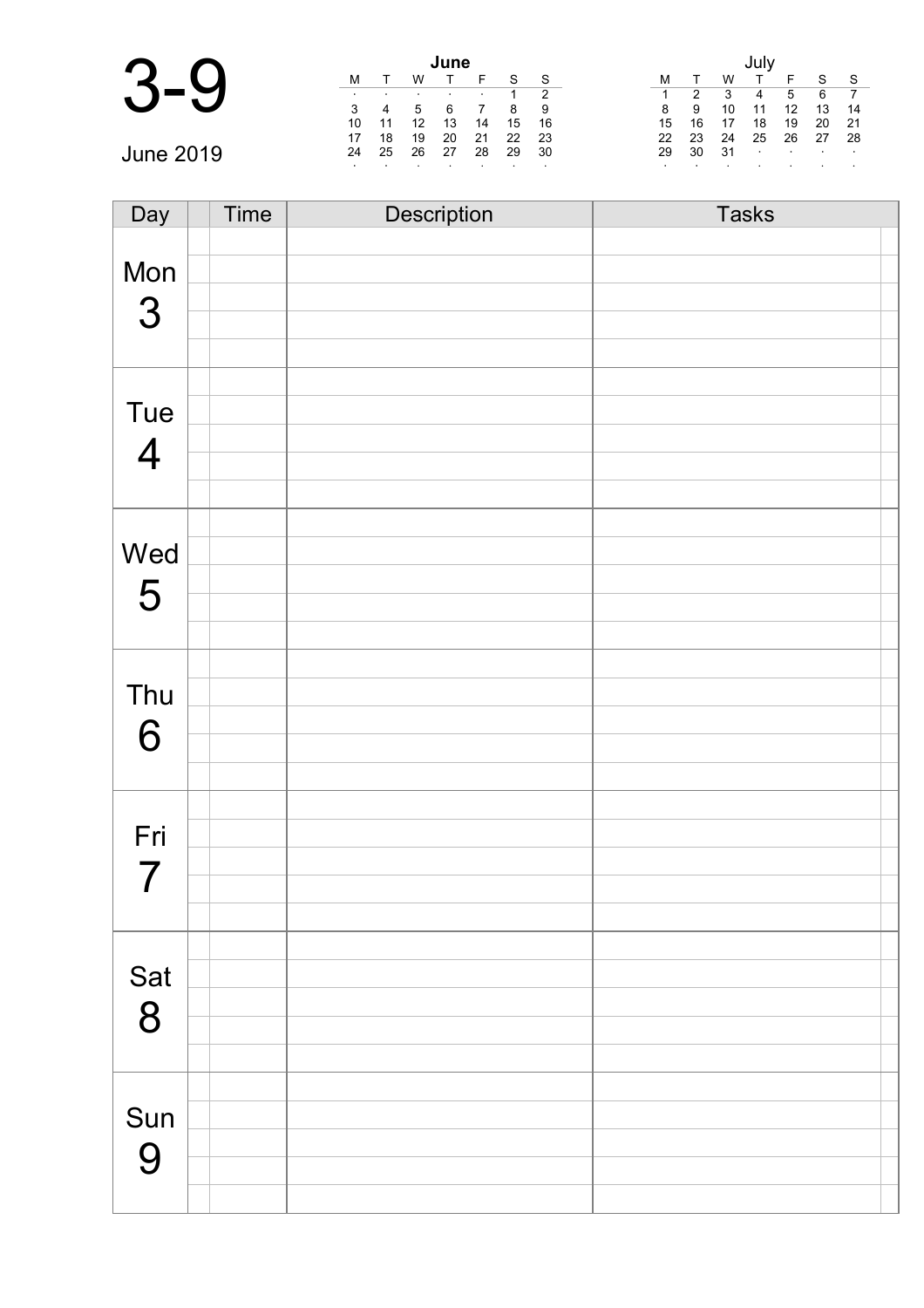# 3-9

June 2019

**June**

| M | T | W | T | F | S | S |
|---|---|---|---|---|---|---|
| · | · | · | · | · | 1 | 2 |
| 3 | 4 | 5 | 6 | 7 | 8 | 9 |
| 10 | 11 | 12 | 13 | 14 | 15 | 16 |
| 17 | 18 | 19 | 20 | 21 | 22 | 23 |
| 24 | 25 | 26 | 27 | 28 | 29 | 30 |
| · | · | · | · | · | · | · |

**July**

| M | T | W | T | F | S | S |
|---|---|---|---|---|---|---|
| 1 | 2 | 3 | 4 | 5 | 6 | 7 |
| 8 | 9 | 10 | 11 | 12 | 13 | 14 |
| 15 | 16 | 17 | 18 | 19 | 20 | 21 |
| 22 | 23 | 24 | 25 | 26 | 27 | 28 |
| 29 | 30 | 31 | · | · | · | · |
| · | · | · | · | · | · | · |

| Day | Time | Description | Tasks |
|---|---|---|---|
| Mon 3 | | | |
| Tue 4 | | | |
| Wed 5 | | | |
| Thu 6 | | | |
| Fri 7 | | | |
| Sat 8 | | | |
| Sun 9 | | | |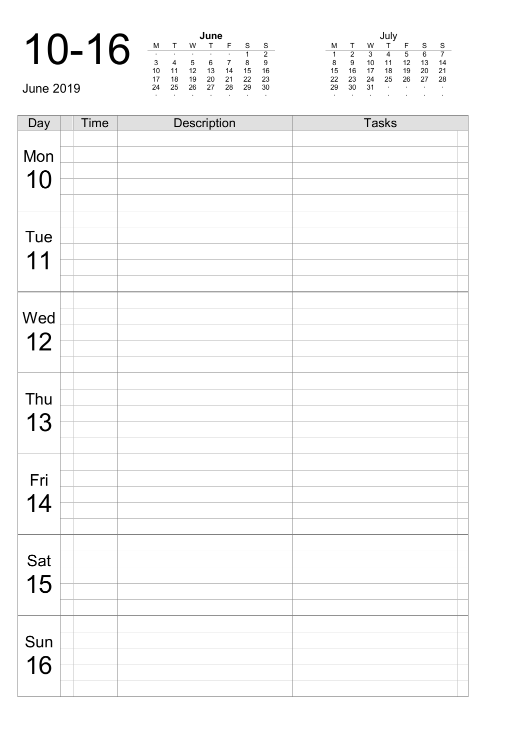# 10-16

June 2019

| | | | June | | | |
|---|---|---|---|---|---|---|
| M | T | W | T | F | S | S |
| · | · | · | · | · | 1 | 2 |
| 3 | 4 | 5 | 6 | 7 | 8 | 9 |
| 10 | 11 | 12 | 13 | 14 | 15 | 16 |
| 17 | 18 | 19 | 20 | 21 | 22 | 23 |
| 24 | 25 | 26 | 27 | 28 | 29 | 30 |
| · | · | · | · | · | · | · |

| | | | July | | | |
|---|---|---|---|---|---|---|
| M | T | W | T | F | S | S |
| 1 | 2 | 3 | 4 | 5 | 6 | 7 |
| 8 | 9 | 10 | 11 | 12 | 13 | 14 |
| 15 | 16 | 17 | 18 | 19 | 20 | 21 |
| 22 | 23 | 24 | 25 | 26 | 27 | 28 |
| 29 | 30 | 31 | · | · | · | · |
| · | · | · | · | · | · | · |

| Day | | Time | Description | Tasks | |
|---|---|---|---|---|---|
| Mon 10 | | | | | |
| Tue 11 | | | | | |
| Wed 12 | | | | | |
| Thu 13 | | | | | |
| Fri 14 | | | | | |
| Sat 15 | | | | | |
| Sun 16 | | | | | |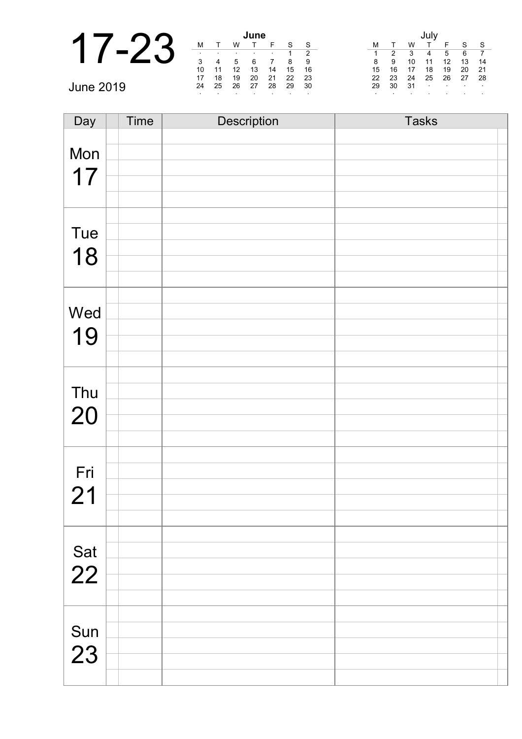# 17-23

June 2019

| June | | | | | | |
|---|---|---|---|---|---|---|
| M | T | W | T | F | S | S |
| · | · | · | · | · | 1 | 2 |
| 3 | 4 | 5 | 6 | 7 | 8 | 9 |
| 10 | 11 | 12 | 13 | 14 | 15 | 16 |
| 17 | 18 | 19 | 20 | 21 | 22 | 23 |
| 24 | 25 | 26 | 27 | 28 | 29 | 30 |
| · | · | · | · | · | · | · |

| July | | | | | | |
|---|---|---|---|---|---|---|
| M | T | W | T | F | S | S |
| 1 | 2 | 3 | 4 | 5 | 6 | 7 |
| 8 | 9 | 10 | 11 | 12 | 13 | 14 |
| 15 | 16 | 17 | 18 | 19 | 20 | 21 |
| 22 | 23 | 24 | 25 | 26 | 27 | 28 |
| 29 | 30 | 31 | · | · | · | · |
| · | · | · | · | · | · | · |

| Day | Time | Description | Tasks |
|---|---|---|---|
| Mon 17 | | | |
| Tue 18 | | | |
| Wed 19 | | | |
| Thu 20 | | | |
| Fri 21 | | | |
| Sat 22 | | | |
| Sun 23 | | | |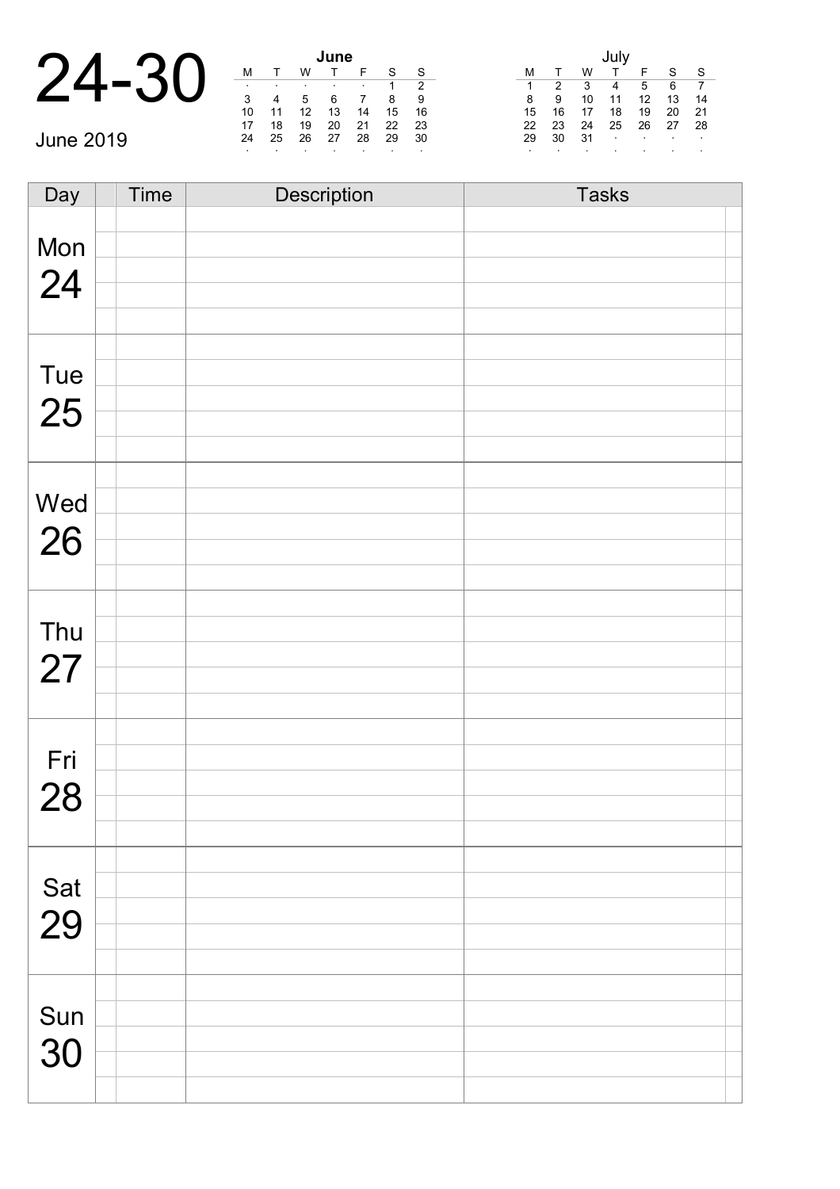# 24-30

June 2019

**June**

| M | T | W | T | F | S | S |
|---|---|---|---|---|---|---|
| · | · | · | · | · | 1 | 2 |
| 3 | 4 | 5 | 6 | 7 | 8 | 9 |
| 10 | 11 | 12 | 13 | 14 | 15 | 16 |
| 17 | 18 | 19 | 20 | 21 | 22 | 23 |
| 24 | 25 | 26 | 27 | 28 | 29 | 30 |
| · | · | · | · | · | · | · |

July

| M | T | W | T | F | S | S |
|---|---|---|---|---|---|---|
| 1 | 2 | 3 | 4 | 5 | 6 | 7 |
| 8 | 9 | 10 | 11 | 12 | 13 | 14 |
| 15 | 16 | 17 | 18 | 19 | 20 | 21 |
| 22 | 23 | 24 | 25 | 26 | 27 | 28 |
| 29 | 30 | 31 | · | · | · | · |
| · | · | · | · | · | · | · |

| Day | | Time | Description | Tasks | |
|---|---|---|---|---|---|
| Mon 24 | | | | | |
| Tue 25 | | | | | |
| Wed 26 | | | | | |
| Thu 27 | | | | | |
| Fri 28 | | | | | |
| Sat 29 | | | | | |
| Sun 30 | | | | | |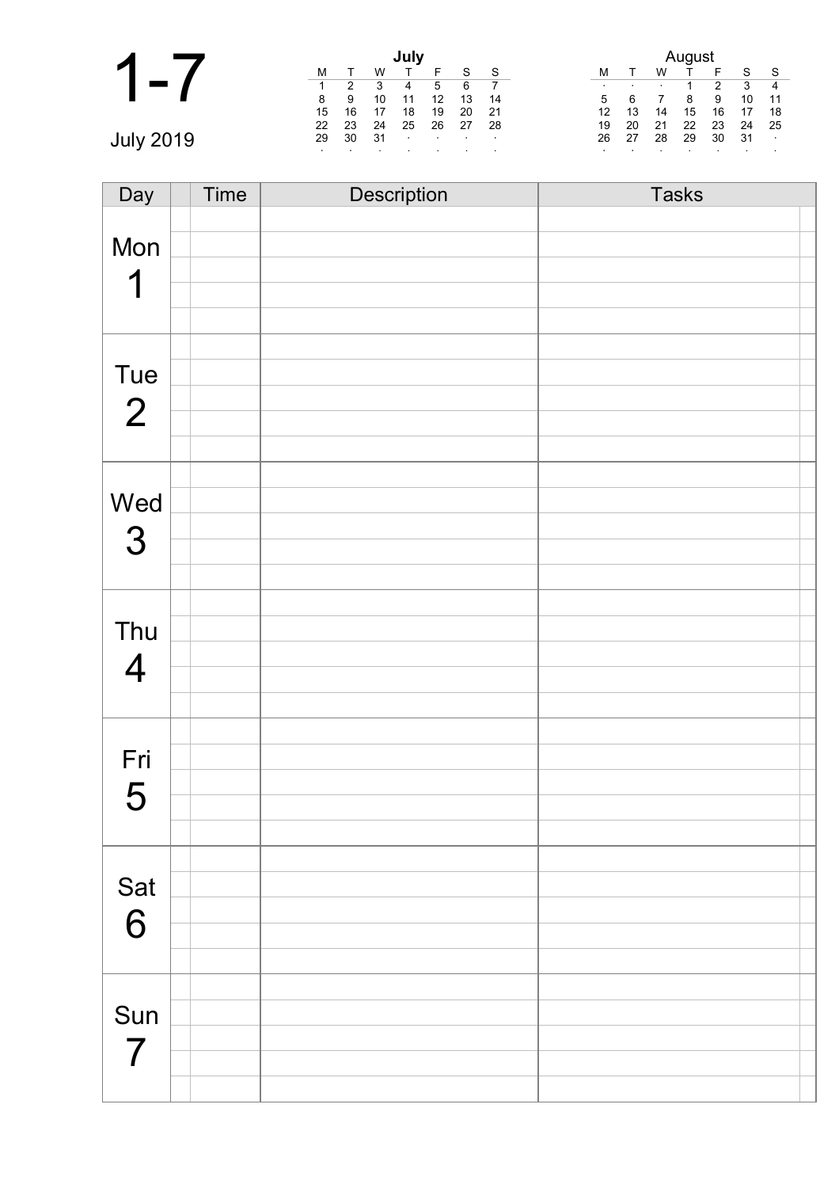# 1-7

July 2019

**July**

| M | T | W | T | F | S | S |
|---|---|---|---|---|---|---|
| 1 | 2 | 3 | 4 | 5 | 6 | 7 |
| 8 | 9 | 10 | 11 | 12 | 13 | 14 |
| 15 | 16 | 17 | 18 | 19 | 20 | 21 |
| 22 | 23 | 24 | 25 | 26 | 27 | 28 |
| 29 | 30 | 31 | · | · | · | · |
| · | · | · | · | · | · | · |

**August**

| M | T | W | T | F | S | S |
|---|---|---|---|---|---|---|
| · | · | · | 1 | 2 | 3 | 4 |
| 5 | 6 | 7 | 8 | 9 | 10 | 11 |
| 12 | 13 | 14 | 15 | 16 | 17 | 18 |
| 19 | 20 | 21 | 22 | 23 | 24 | 25 |
| 26 | 27 | 28 | 29 | 30 | 31 | · |
| · | · | · | · | · | · | · |

| Day | Time | Description | Tasks |
|---|---|---|---|
| Mon 1 | | | |
| Tue 2 | | | |
| Wed 3 | | | |
| Thu 4 | | | |
| Fri 5 | | | |
| Sat 6 | | | |
| Sun 7 | | | |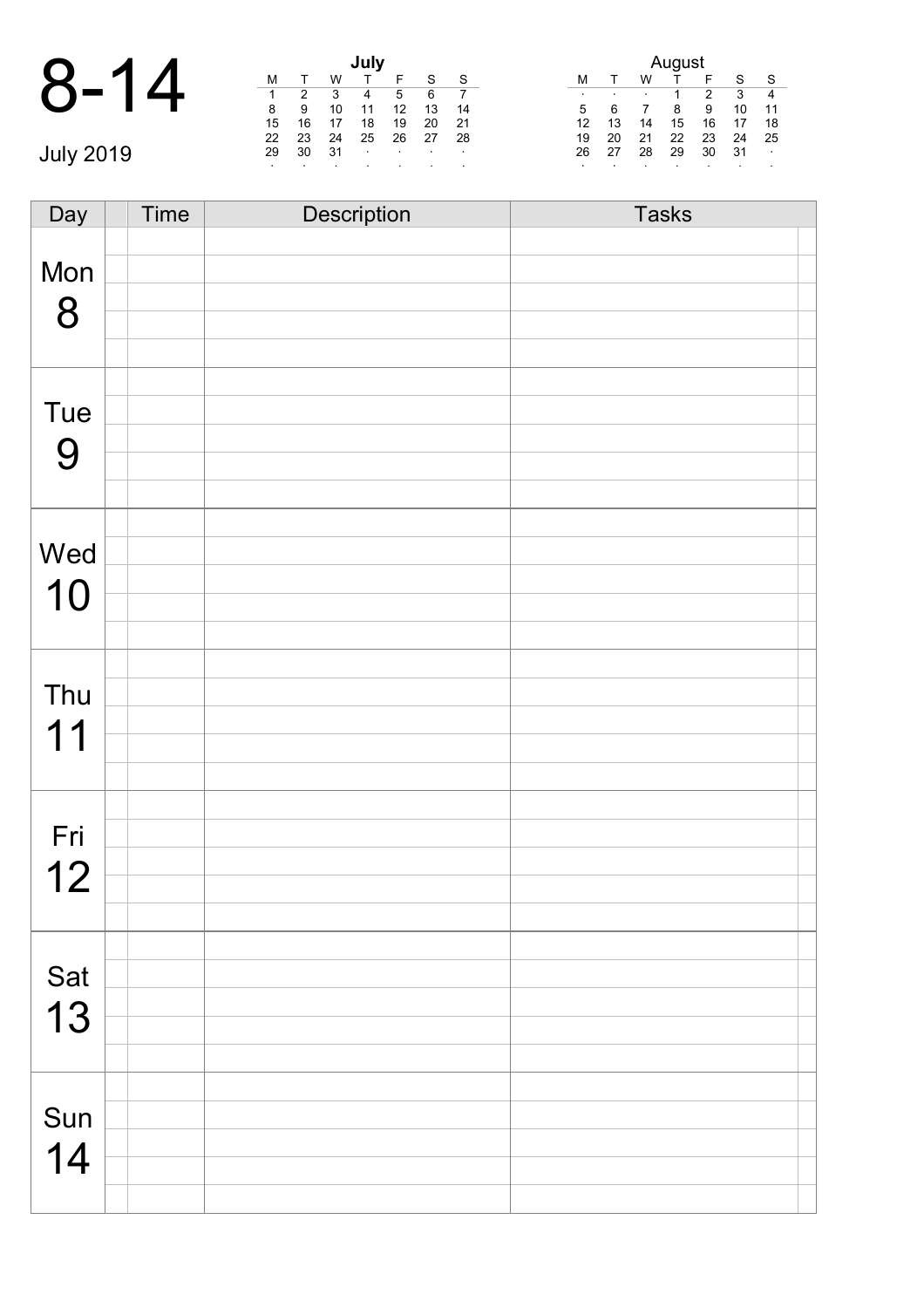# 8-14

July 2019

**July**

| M | T | W | T | F | S | S |
|---|---|---|---|---|---|---|
| 1 | 2 | 3 | 4 | 5 | 6 | 7 |
| 8 | 9 | 10 | 11 | 12 | 13 | 14 |
| 15 | 16 | 17 | 18 | 19 | 20 | 21 |
| 22 | 23 | 24 | 25 | 26 | 27 | 28 |
| 29 | 30 | 31 | · | · | · | · |
| · | · | · | · | · | · | · |

August

| M | T | W | T | F | S | S |
|---|---|---|---|---|---|---|
| · | · | · | 1 | 2 | 3 | 4 |
| 5 | 6 | 7 | 8 | 9 | 10 | 11 |
| 12 | 13 | 14 | 15 | 16 | 17 | 18 |
| 19 | 20 | 21 | 22 | 23 | 24 | 25 |
| 26 | 27 | 28 | 29 | 30 | 31 | · |
| · | · | · | · | · | · | · |

| Day | | Time | Description | Tasks | |
|---|---|---|---|---|---|
| Mon 8 | | | | | |
| Tue 9 | | | | | |
| Wed 10 | | | | | |
| Thu 11 | | | | | |
| Fri 12 | | | | | |
| Sat 13 | | | | | |
| Sun 14 | | | | | |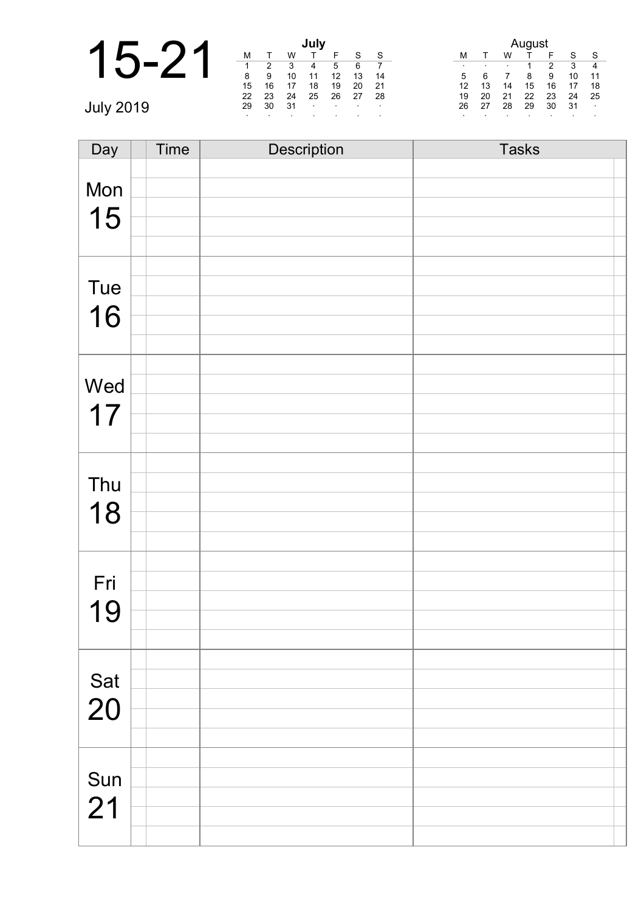# 15-21

July 2019

**July**

| M | T | W | T | F | S | S |
|---|---|---|---|---|---|---|
| 1 | 2 | 3 | 4 | 5 | 6 | 7 |
| 8 | 9 | 10 | 11 | 12 | 13 | 14 |
| 15 | 16 | 17 | 18 | 19 | 20 | 21 |
| 22 | 23 | 24 | 25 | 26 | 27 | 28 |
| 29 | 30 | 31 | · | · | · | · |
| · | · | · | · | · | · | · |

August

| M | T | W | T | F | S | S |
|---|---|---|---|---|---|---|
| · | · | · | 1 | 2 | 3 | 4 |
| 5 | 6 | 7 | 8 | 9 | 10 | 11 |
| 12 | 13 | 14 | 15 | 16 | 17 | 18 |
| 19 | 20 | 21 | 22 | 23 | 24 | 25 |
| 26 | 27 | 28 | 29 | 30 | 31 | · |
| · | · | · | · | · | · | · |

| Day | Time | Description | Tasks |
|---|---|---|---|
| Mon 15 | | | |
| Tue 16 | | | |
| Wed 17 | | | |
| Thu 18 | | | |
| Fri 19 | | | |
| Sat 20 | | | |
| Sun 21 | | | |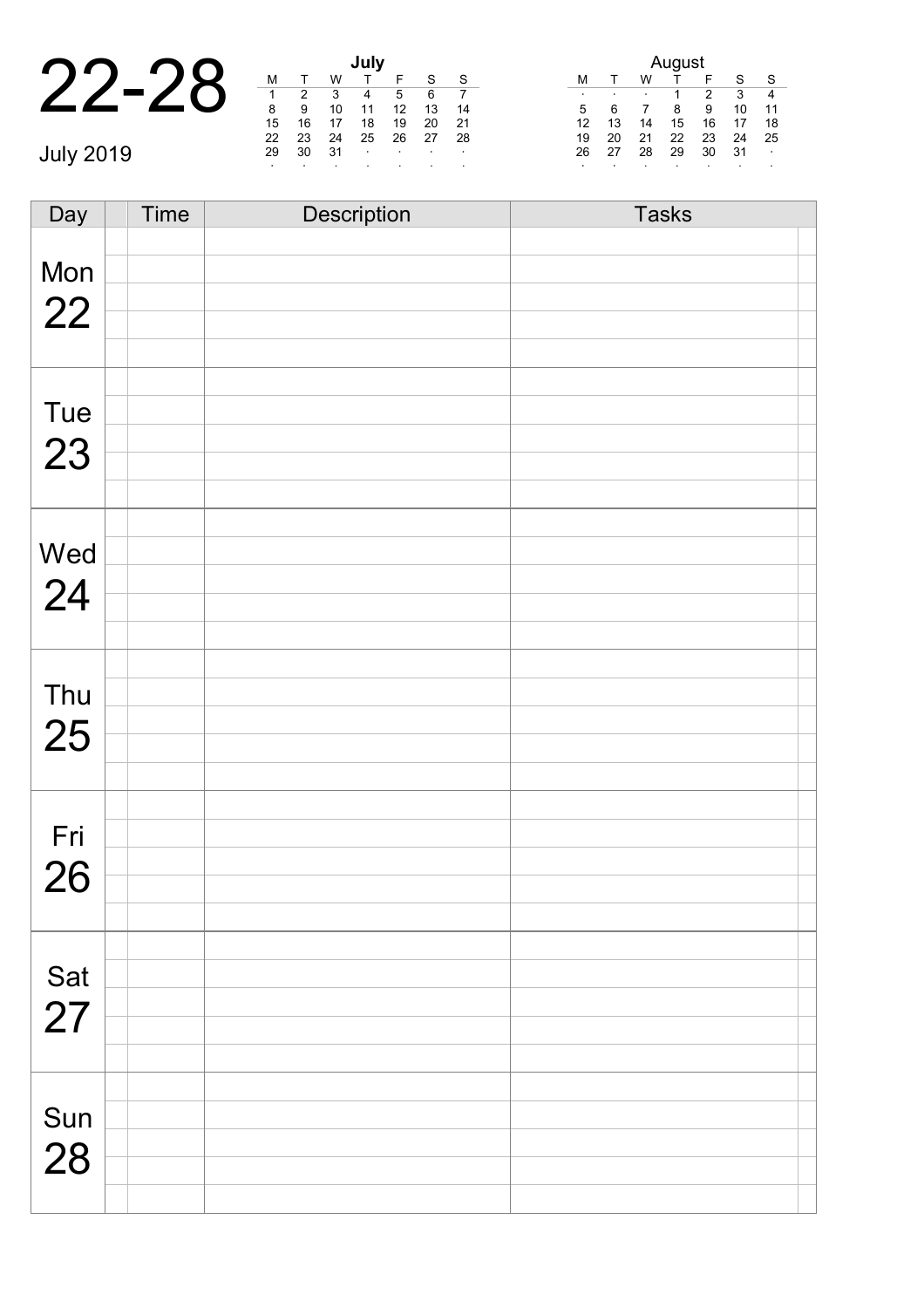# 22-28

July 2019

**July**

| M | T | W | T | F | S | S |
|---|---|---|---|---|---|---|
| 1 | 2 | 3 | 4 | 5 | 6 | 7 |
| 8 | 9 | 10 | 11 | 12 | 13 | 14 |
| 15 | 16 | 17 | 18 | 19 | 20 | 21 |
| 22 | 23 | 24 | 25 | 26 | 27 | 28 |
| 29 | 30 | 31 | · | · | · | · |
| · | · | · | · | · | · | · |

**August**

| M | T | W | T | F | S | S |
|---|---|---|---|---|---|---|
| · | · | · | 1 | 2 | 3 | 4 |
| 5 | 6 | 7 | 8 | 9 | 10 | 11 |
| 12 | 13 | 14 | 15 | 16 | 17 | 18 |
| 19 | 20 | 21 | 22 | 23 | 24 | 25 |
| 26 | 27 | 28 | 29 | 30 | 31 | · |
| · | · | · | · | · | · | · |

| Day | | Time | Description | Tasks |
|---|---|---|---|---|
| Mon 22 | | | | |
| Tue 23 | | | | |
| Wed 24 | | | | |
| Thu 25 | | | | |
| Fri 26 | | | | |
| Sat 27 | | | | |
| Sun 28 | | | | |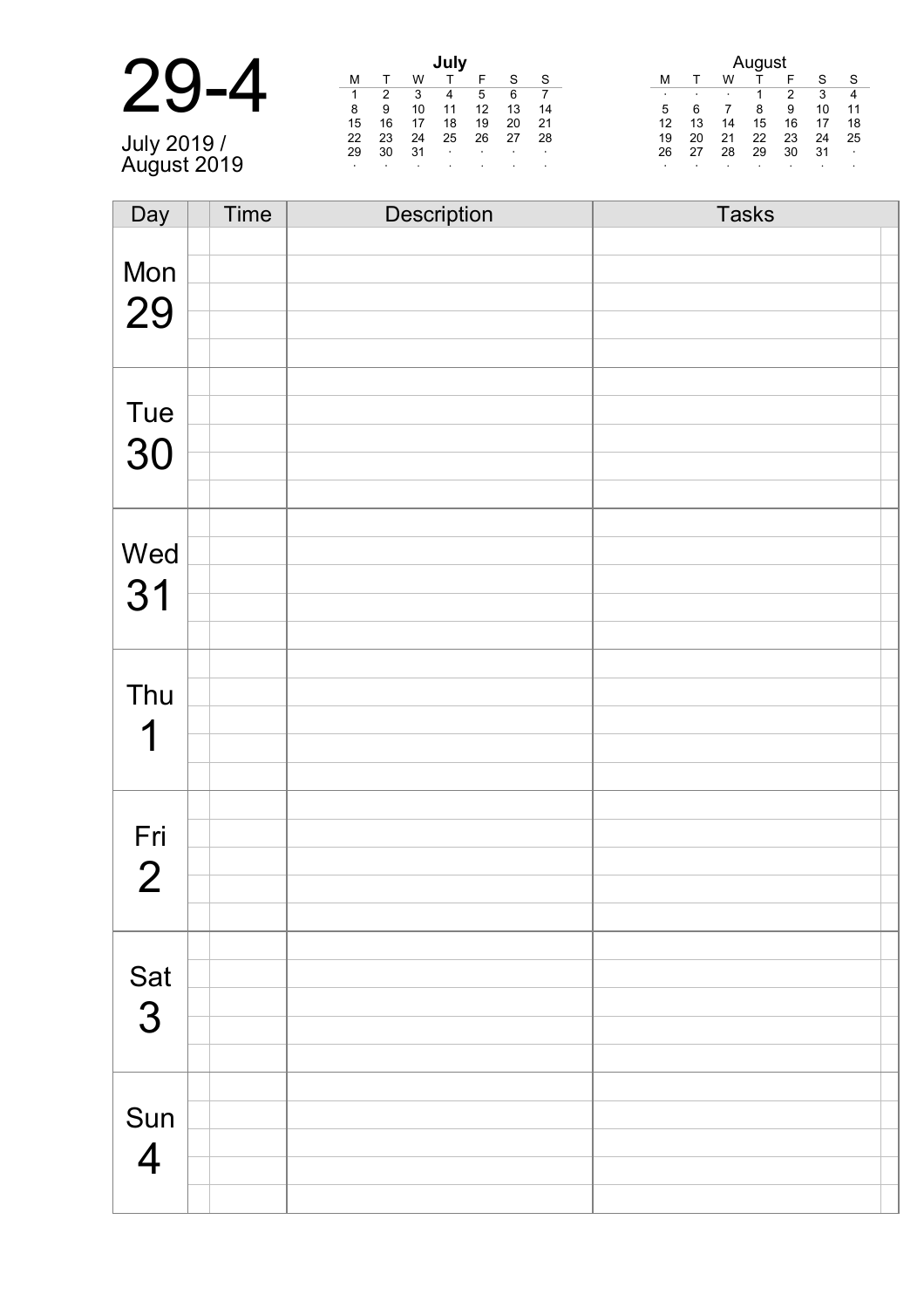# 29-4

July 2019 /
August 2019

**July**

| M | T | W | T | F | S | S |
|---|---|---|---|---|---|---|
| 1 | 2 | 3 | 4 | 5 | 6 | 7 |
| 8 | 9 | 10 | 11 | 12 | 13 | 14 |
| 15 | 16 | 17 | 18 | 19 | 20 | 21 |
| 22 | 23 | 24 | 25 | 26 | 27 | 28 |
| 29 | 30 | 31 | · | · | · | · |
| · | · | · | · | · | · | · |

August

| M | T | W | T | F | S | S |
|---|---|---|---|---|---|---|
| · | · | · | 1 | 2 | 3 | 4 |
| 5 | 6 | 7 | 8 | 9 | 10 | 11 |
| 12 | 13 | 14 | 15 | 16 | 17 | 18 |
| 19 | 20 | 21 | 22 | 23 | 24 | 25 |
| 26 | 27 | 28 | 29 | 30 | 31 | · |
| · | · | · | · | · | · | · |

| Day | Time | Description | Tasks |
|---|---|---|---|
| Mon 29 | | | |
| Tue 30 | | | |
| Wed 31 | | | |
| Thu 1 | | | |
| Fri 2 | | | |
| Sat 3 | | | |
| Sun 4 | | | |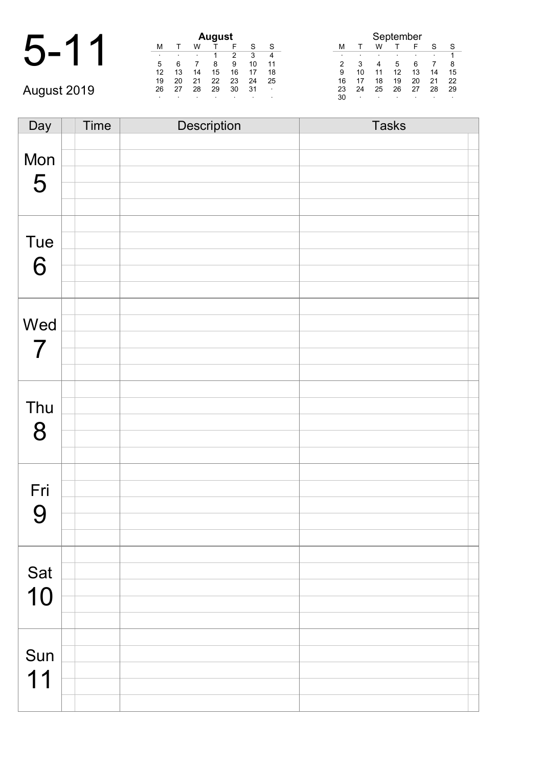# 5-11

August 2019

**August**

| M | T | W | T | F | S | S |
|---|---|---|---|---|---|---|
| · | · | · | 1 | 2 | 3 | 4 |
| 5 | 6 | 7 | 8 | 9 | 10 | 11 |
| 12 | 13 | 14 | 15 | 16 | 17 | 18 |
| 19 | 20 | 21 | 22 | 23 | 24 | 25 |
| 26 | 27 | 28 | 29 | 30 | 31 | · |
| · | · | · | · | · | · | · |

September

| M | T | W | T | F | S | S |
|---|---|---|---|---|---|---|
| · | · | · | · | · | · | 1 |
| 2 | 3 | 4 | 5 | 6 | 7 | 8 |
| 9 | 10 | 11 | 12 | 13 | 14 | 15 |
| 16 | 17 | 18 | 19 | 20 | 21 | 22 |
| 23 | 24 | 25 | 26 | 27 | 28 | 29 |
| 30 | · | · | · | · | · | · |

| Day | | Time | Description | Tasks | |
|---|---|---|---|---|---|
| Mon 5 | | | | | |
| Tue 6 | | | | | |
| Wed 7 | | | | | |
| Thu 8 | | | | | |
| Fri 9 | | | | | |
| Sat 10 | | | | | |
| Sun 11 | | | | | |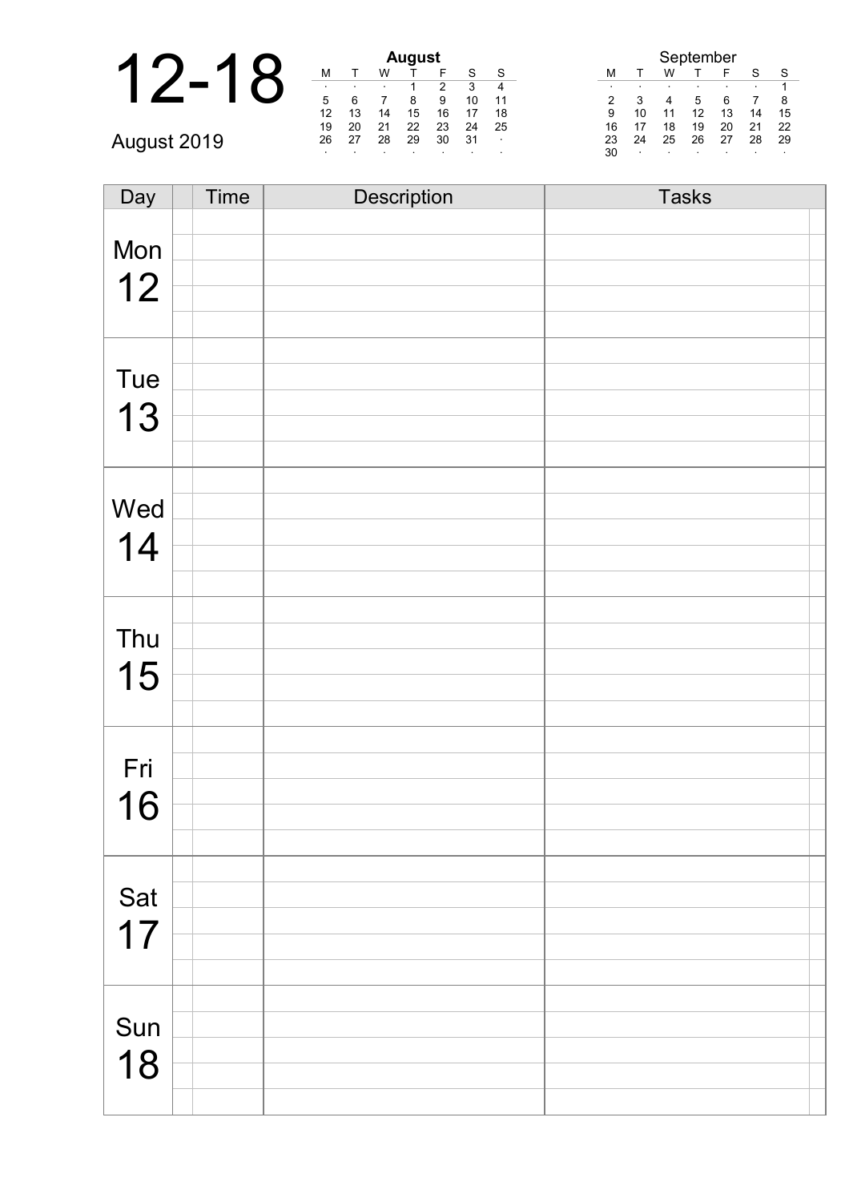# 12-18

August 2019

| August | | | | | | |
|---|---|---|---|---|---|---|
| M | T | W | T | F | S | S |
| · | · | · | 1 | 2 | 3 | 4 |
| 5 | 6 | 7 | 8 | 9 | 10 | 11 |
| 12 | 13 | 14 | 15 | 16 | 17 | 18 |
| 19 | 20 | 21 | 22 | 23 | 24 | 25 |
| 26 | 27 | 28 | 29 | 30 | 31 | · |
| · | · | · | · | · | · | · |

| September | | | | | | |
|---|---|---|---|---|---|---|
| M | T | W | T | F | S | S |
| · | · | · | · | · | · | 1 |
| 2 | 3 | 4 | 5 | 6 | 7 | 8 |
| 9 | 10 | 11 | 12 | 13 | 14 | 15 |
| 16 | 17 | 18 | 19 | 20 | 21 | 22 |
| 23 | 24 | 25 | 26 | 27 | 28 | 29 |
| 30 | · | · | · | · | · | · |

| Day | Time | Description | Tasks |
|---|---|---|---|
| Mon 12 | | | |
| Tue 13 | | | |
| Wed 14 | | | |
| Thu 15 | | | |
| Fri 16 | | | |
| Sat 17 | | | |
| Sun 18 | | | |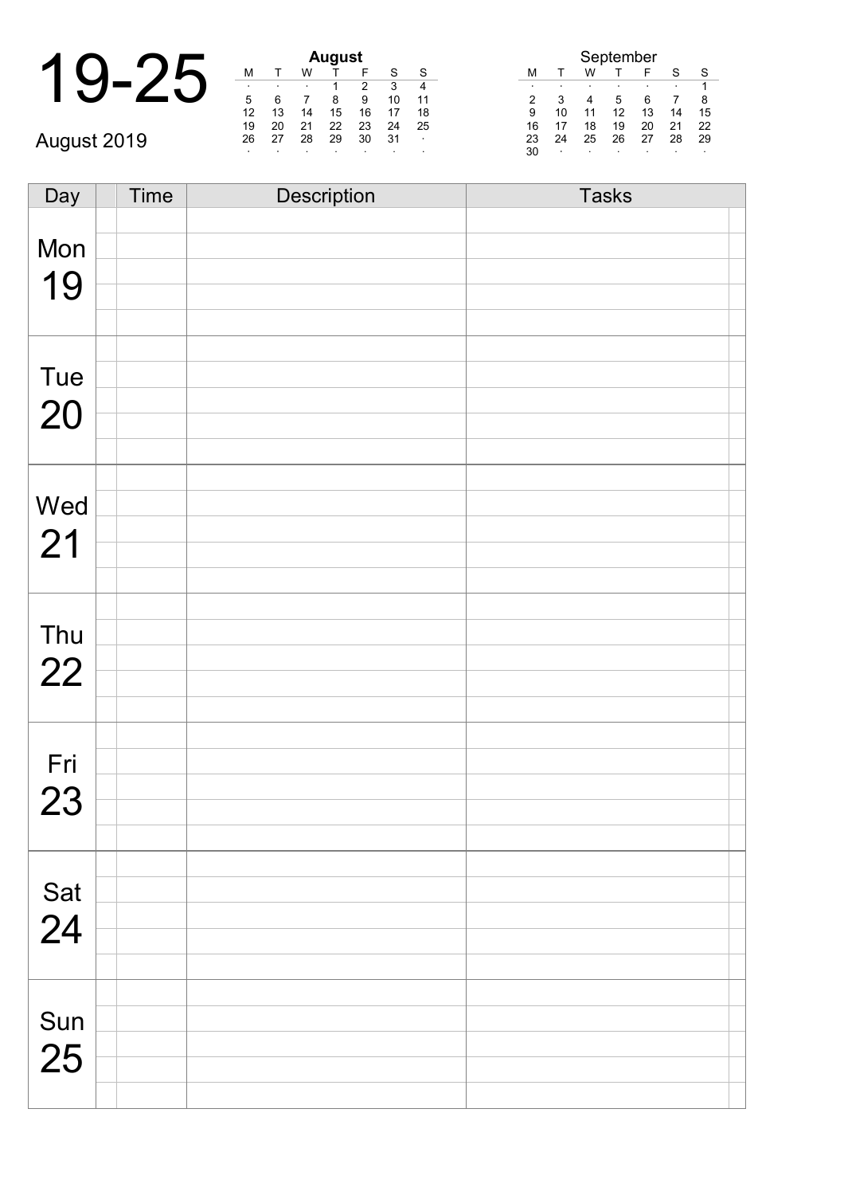# 19-25

August 2019

**August**

| M | T | W | T | F | S | S |
|---|---|---|---|---|---|---|
| · | · | · | 1 | 2 | 3 | 4 |
| 5 | 6 | 7 | 8 | 9 | 10 | 11 |
| 12 | 13 | 14 | 15 | 16 | 17 | 18 |
| 19 | 20 | 21 | 22 | 23 | 24 | 25 |
| 26 | 27 | 28 | 29 | 30 | 31 | · |
| · | · | · | · | · | · | · |

September

| M | T | W | T | F | S | S |
|---|---|---|---|---|---|---|
| · | · | · | · | · | · | 1 |
| 2 | 3 | 4 | 5 | 6 | 7 | 8 |
| 9 | 10 | 11 | 12 | 13 | 14 | 15 |
| 16 | 17 | 18 | 19 | 20 | 21 | 22 |
| 23 | 24 | 25 | 26 | 27 | 28 | 29 |
| 30 | · | · | · | · | · | · |

| Day | | Time | Description | Tasks | |
|---|---|---|---|---|---|
| Mon 19 | | | | | |
| | | | | | |
| | | | | | |
| | | | | | |
| | | | | | |
| Tue 20 | | | | | |
| | | | | | |
| | | | | | |
| | | | | | |
| | | | | | |
| Wed 21 | | | | | |
| | | | | | |
| | | | | | |
| | | | | | |
| | | | | | |
| Thu 22 | | | | | |
| | | | | | |
| | | | | | |
| | | | | | |
| | | | | | |
| Fri 23 | | | | | |
| | | | | | |
| | | | | | |
| | | | | | |
| | | | | | |
| Sat 24 | | | | | |
| | | | | | |
| | | | | | |
| | | | | | |
| | | | | | |
| Sun 25 | | | | | |
| | | | | | |
| | | | | | |
| | | | | | |
| | | | | | |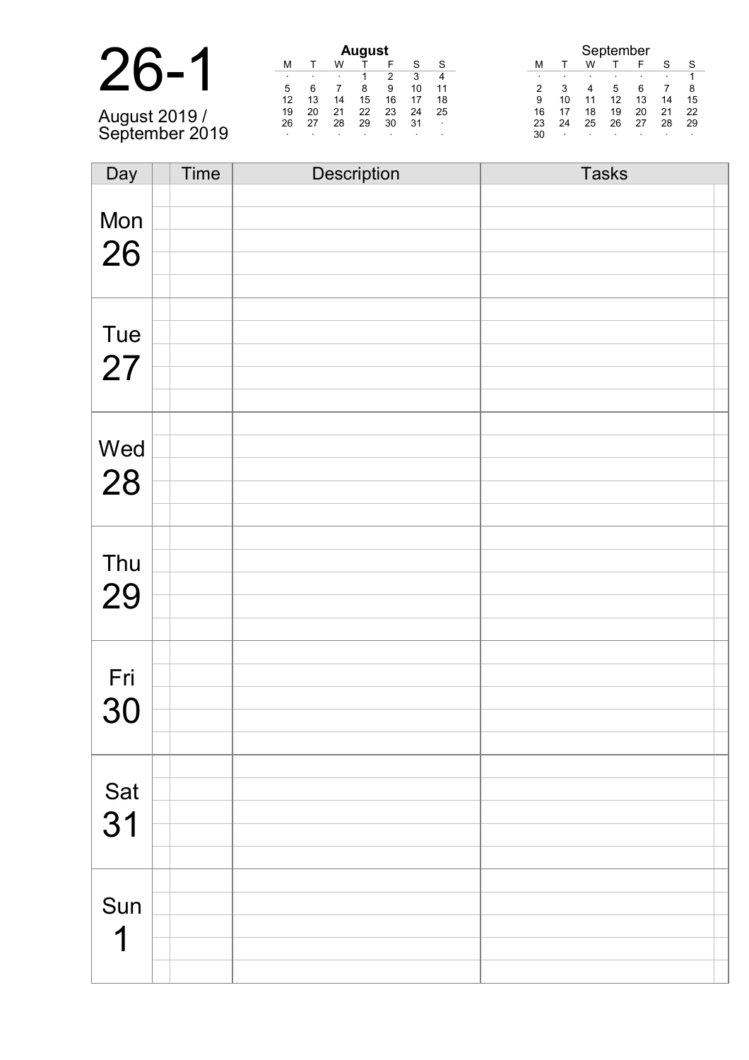# 26-1

August 2019 / September 2019

**August**

| M | T | W | T | F | S | S |
|---|---|---|---|---|---|---|
| · | · | · | 1 | 2 | 3 | 4 |
| 5 | 6 | 7 | 8 | 9 | 10 | 11 |
| 12 | 13 | 14 | 15 | 16 | 17 | 18 |
| 19 | 20 | 21 | 22 | 23 | 24 | 25 |
| 26 | 27 | 28 | 29 | 30 | 31 | · |
| · | · | · | · | · | · | · |

September

| M | T | W | T | F | S | S |
|---|---|---|---|---|---|---|
| · | · | · | · | · | · | 1 |
| 2 | 3 | 4 | 5 | 6 | 7 | 8 |
| 9 | 10 | 11 | 12 | 13 | 14 | 15 |
| 16 | 17 | 18 | 19 | 20 | 21 | 22 |
| 23 | 24 | 25 | 26 | 27 | 28 | 29 |
| 30 | · | · | · | · | · | · |

| Day | Time | Description | Tasks |
|---|---|---|---|
| Mon 26 | | | |
| Tue 27 | | | |
| Wed 28 | | | |
| Thu 29 | | | |
| Fri 30 | | | |
| Sat 31 | | | |
| Sun 1 | | | |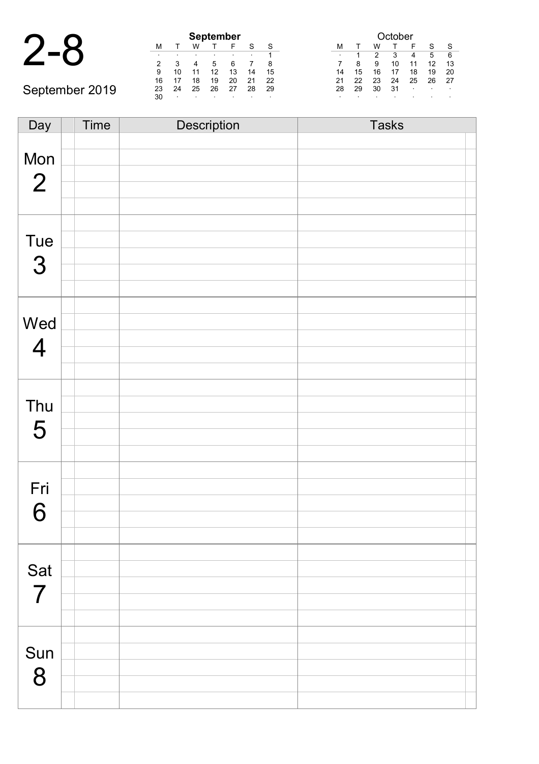# 2-8

September 2019

**September**

| M | T | W | T | F | S | S |
|---|---|---|---|---|---|---|
| · | · | · | · | · | · | 1 |
| 2 | 3 | 4 | 5 | 6 | 7 | 8 |
| 9 | 10 | 11 | 12 | 13 | 14 | 15 |
| 16 | 17 | 18 | 19 | 20 | 21 | 22 |
| 23 | 24 | 25 | 26 | 27 | 28 | 29 |
| 30 | · | · | · | · | · | · |

October

| M | T | W | T | F | S | S |
|---|---|---|---|---|---|---|
| · | 1 | 2 | 3 | 4 | 5 | 6 |
| 7 | 8 | 9 | 10 | 11 | 12 | 13 |
| 14 | 15 | 16 | 17 | 18 | 19 | 20 |
| 21 | 22 | 23 | 24 | 25 | 26 | 27 |
| 28 | 29 | 30 | 31 | · | · | · |
| · | · | · | · | · | · | · |

| Day | | Time | Description | Tasks | |
|---|---|---|---|---|---|
| Mon 2 | | | | | |
| Tue 3 | | | | | |
| Wed 4 | | | | | |
| Thu 5 | | | | | |
| Fri 6 | | | | | |
| Sat 7 | | | | | |
| Sun 8 | | | | | |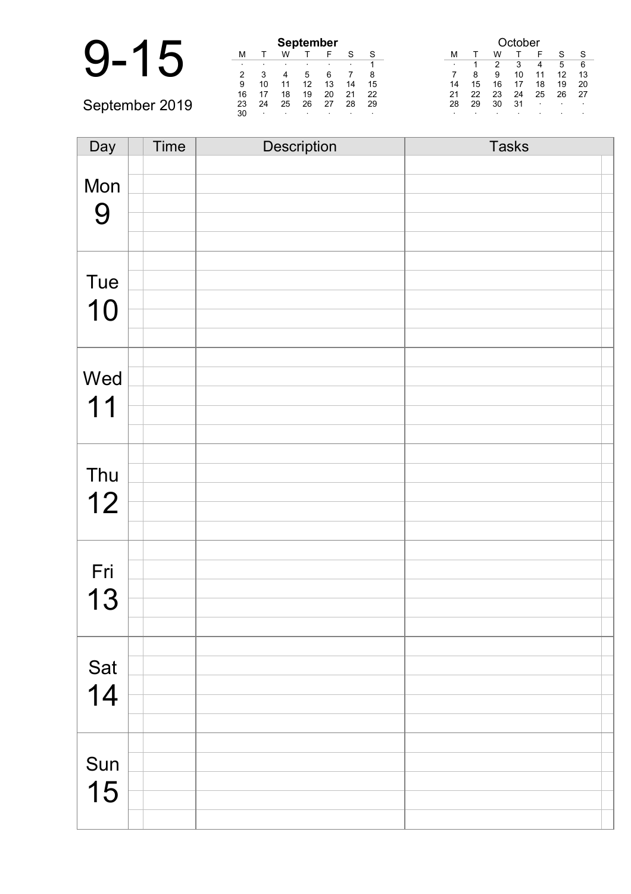# 9-15

September 2019

**September**

| M | T | W | T | F | S | S |
|---|---|---|---|---|---|---|
| · | · | · | · | · | · | 1 |
| 2 | 3 | 4 | 5 | 6 | 7 | 8 |
| 9 | 10 | 11 | 12 | 13 | 14 | 15 |
| 16 | 17 | 18 | 19 | 20 | 21 | 22 |
| 23 | 24 | 25 | 26 | 27 | 28 | 29 |
| 30 | · | · | · | · | · | · |

October

| M | T | W | T | F | S | S |
|---|---|---|---|---|---|---|
| · | 1 | 2 | 3 | 4 | 5 | 6 |
| 7 | 8 | 9 | 10 | 11 | 12 | 13 |
| 14 | 15 | 16 | 17 | 18 | 19 | 20 |
| 21 | 22 | 23 | 24 | 25 | 26 | 27 |
| 28 | 29 | 30 | 31 | · | · | · |
| · | · | · | · | · | · | · |

| Day | Time | Description | Tasks |
|---|---|---|---|
| Mon 9 | | | |
| Tue 10 | | | |
| Wed 11 | | | |
| Thu 12 | | | |
| Fri 13 | | | |
| Sat 14 | | | |
| Sun 15 | | | |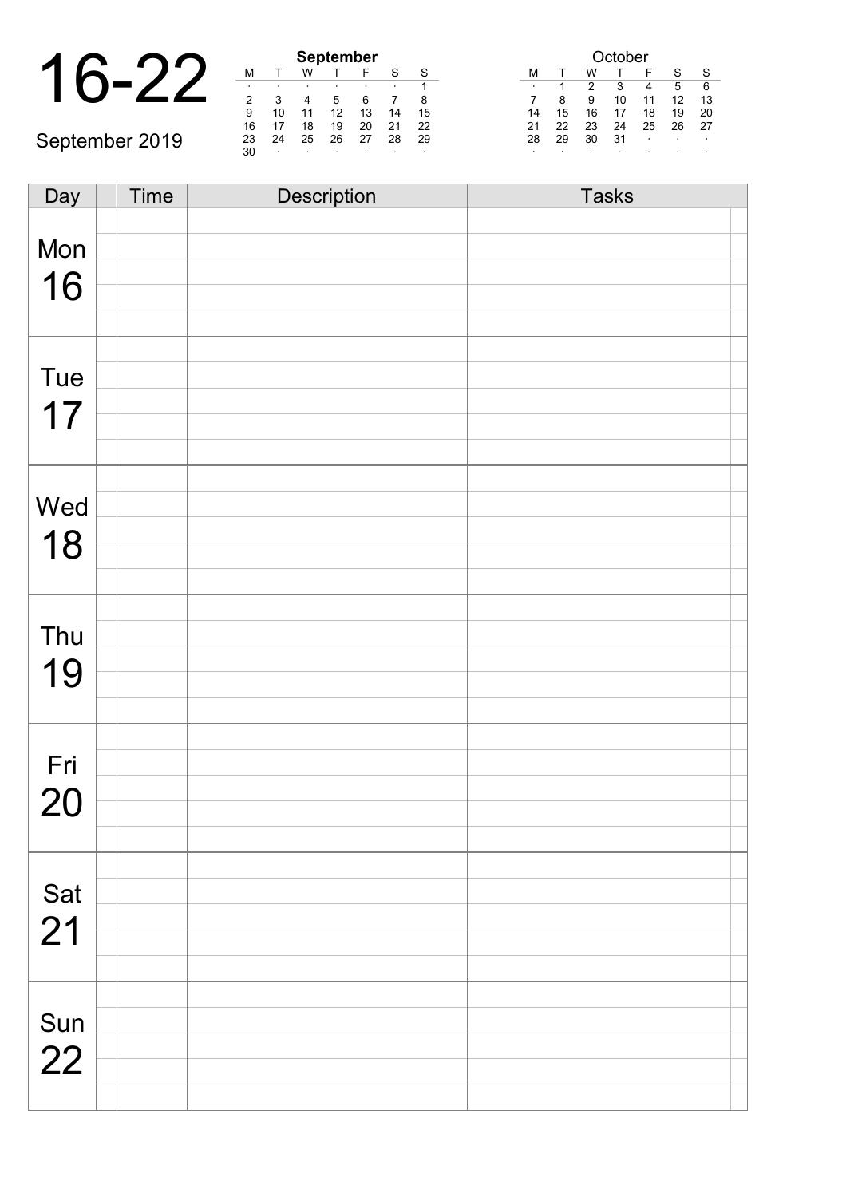# 16-22

September 2019

**September**

| M | T | W | T | F | S | S |
|---|---|---|---|---|---|---|
| · | · | · | · | · | · | 1 |
| 2 | 3 | 4 | 5 | 6 | 7 | 8 |
| 9 | 10 | 11 | 12 | 13 | 14 | 15 |
| 16 | 17 | 18 | 19 | 20 | 21 | 22 |
| 23 | 24 | 25 | 26 | 27 | 28 | 29 |
| 30 | · | · | · | · | · | · |

October

| M | T | W | T | F | S | S |
|---|---|---|---|---|---|---|
| · | 1 | 2 | 3 | 4 | 5 | 6 |
| 7 | 8 | 9 | 10 | 11 | 12 | 13 |
| 14 | 15 | 16 | 17 | 18 | 19 | 20 |
| 21 | 22 | 23 | 24 | 25 | 26 | 27 |
| 28 | 29 | 30 | 31 | · | · | · |
| · | · | · | · | · | · | · |

| Day | | Time | Description | Tasks | |
|---|---|---|---|---|---|
| Mon 16 | | | | | |
| Tue 17 | | | | | |
| Wed 18 | | | | | |
| Thu 19 | | | | | |
| Fri 20 | | | | | |
| Sat 21 | | | | | |
| Sun 22 | | | | | |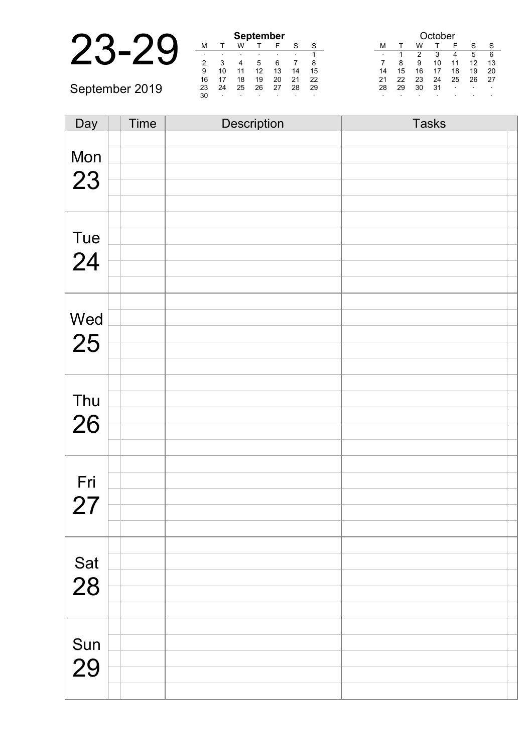# 23-29

September 2019

**September**

| M | T | W | T | F | S | S |
|---|---|---|---|---|---|---|
| · | · | · | · | · | · | 1 |
| 2 | 3 | 4 | 5 | 6 | 7 | 8 |
| 9 | 10 | 11 | 12 | 13 | 14 | 15 |
| 16 | 17 | 18 | 19 | 20 | 21 | 22 |
| 23 | 24 | 25 | 26 | 27 | 28 | 29 |
| 30 | · | · | · | · | · | · |

October

| M | T | W | T | F | S | S |
|---|---|---|---|---|---|---|
| · | 1 | 2 | 3 | 4 | 5 | 6 |
| 7 | 8 | 9 | 10 | 11 | 12 | 13 |
| 14 | 15 | 16 | 17 | 18 | 19 | 20 |
| 21 | 22 | 23 | 24 | 25 | 26 | 27 |
| 28 | 29 | 30 | 31 | · | · | · |
| · | · | · | · | · | · | · |

| Day | | Time | Description | Tasks |
|---|---|---|---|---|
| Mon 23 | | | | |
| | | | | |
| | | | | |
| | | | | |
| | | | | |
| Tue 24 | | | | |
| | | | | |
| | | | | |
| | | | | |
| | | | | |
| Wed 25 | | | | |
| | | | | |
| | | | | |
| | | | | |
| | | | | |
| Thu 26 | | | | |
| | | | | |
| | | | | |
| | | | | |
| | | | | |
| Fri 27 | | | | |
| | | | | |
| | | | | |
| | | | | |
| | | | | |
| Sat 28 | | | | |
| | | | | |
| | | | | |
| | | | | |
| | | | | |
| Sun 29 | | | | |
| | | | | |
| | | | | |
| | | | | |
| | | | | |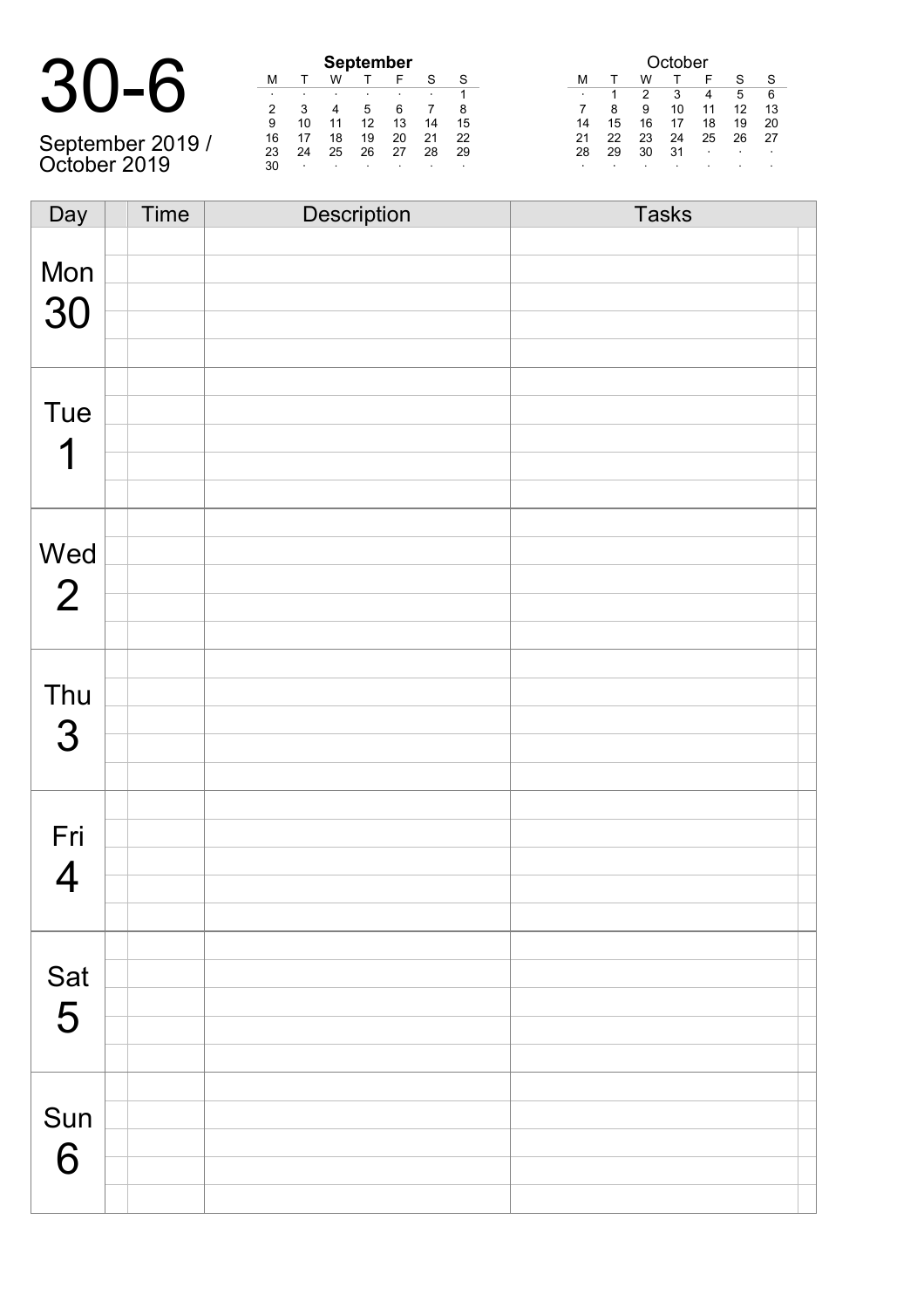# 30-6

September 2019 / October 2019

**September**

| M | T | W | T | F | S | S |
|---|---|---|---|---|---|---|
| · | · | · | · | · | · | 1 |
| 2 | 3 | 4 | 5 | 6 | 7 | 8 |
| 9 | 10 | 11 | 12 | 13 | 14 | 15 |
| 16 | 17 | 18 | 19 | 20 | 21 | 22 |
| 23 | 24 | 25 | 26 | 27 | 28 | 29 |
| 30 | · | · | · | · | · | · |

October

| M | T | W | T | F | S | S |
|---|---|---|---|---|---|---|
| · | 1 | 2 | 3 | 4 | 5 | 6 |
| 7 | 8 | 9 | 10 | 11 | 12 | 13 |
| 14 | 15 | 16 | 17 | 18 | 19 | 20 |
| 21 | 22 | 23 | 24 | 25 | 26 | 27 |
| 28 | 29 | 30 | 31 | · | · | · |
| · | · | · | · | · | · | · |

| Day | | Time | Description | Tasks | |
|---|---|---|---|---|---|
| Mon 30 | | | | | |
| Tue 1 | | | | | |
| Wed 2 | | | | | |
| Thu 3 | | | | | |
| Fri 4 | | | | | |
| Sat 5 | | | | | |
| Sun 6 | | | | | |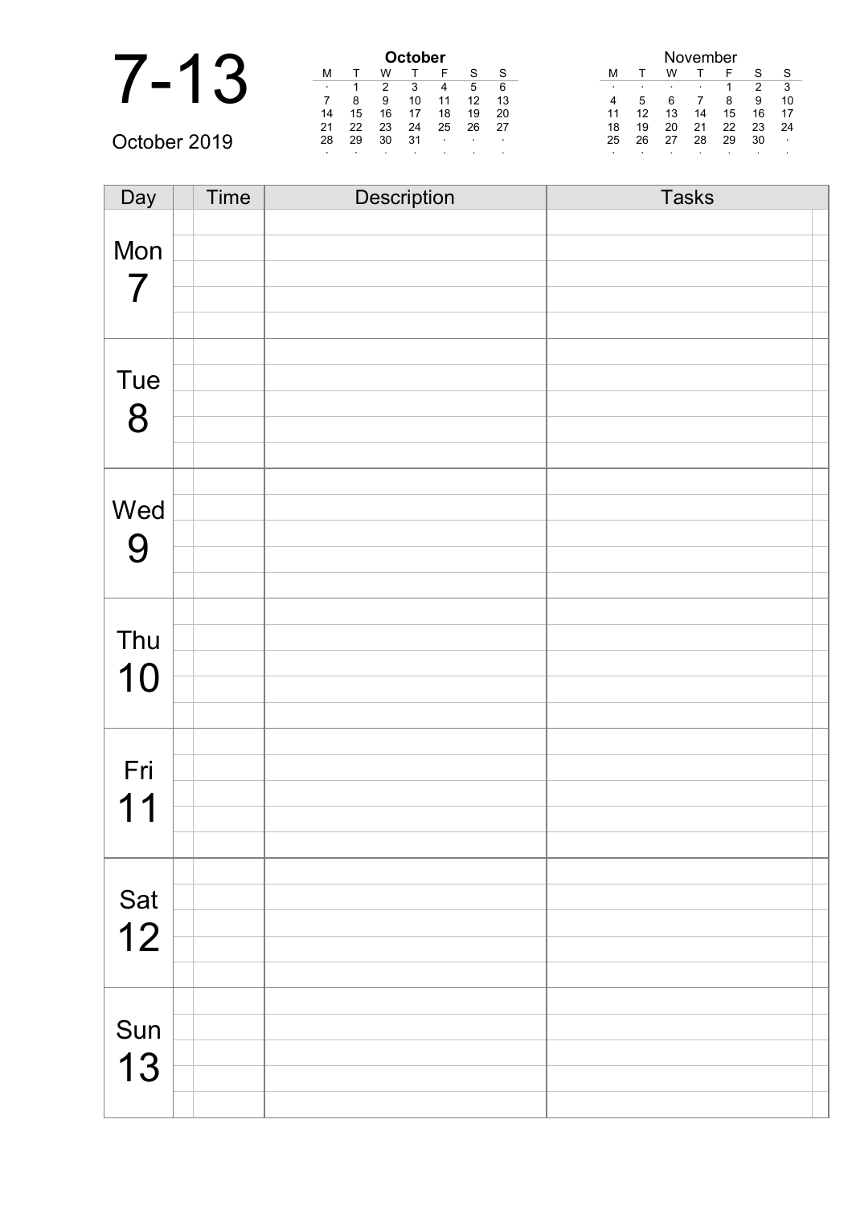# 7-13

October 2019

**October**

| M | T | W | T | F | S | S |
|---|---|---|---|---|---|---|
| · | 1 | 2 | 3 | 4 | 5 | 6 |
| 7 | 8 | 9 | 10 | 11 | 12 | 13 |
| 14 | 15 | 16 | 17 | 18 | 19 | 20 |
| 21 | 22 | 23 | 24 | 25 | 26 | 27 |
| 28 | 29 | 30 | 31 | · | · | · |
| · | · | · | · | · | · | · |

November

| M | T | W | T | F | S | S |
|---|---|---|---|---|---|---|
| · | · | · | · | 1 | 2 | 3 |
| 4 | 5 | 6 | 7 | 8 | 9 | 10 |
| 11 | 12 | 13 | 14 | 15 | 16 | 17 |
| 18 | 19 | 20 | 21 | 22 | 23 | 24 |
| 25 | 26 | 27 | 28 | 29 | 30 | · |
| · | · | · | · | · | · | · |

| Day | Time | Description | Tasks |
|---|---|---|---|
| Mon 7 | | | |
| Tue 8 | | | |
| Wed 9 | | | |
| Thu 10 | | | |
| Fri 11 | | | |
| Sat 12 | | | |
| Sun 13 | | | |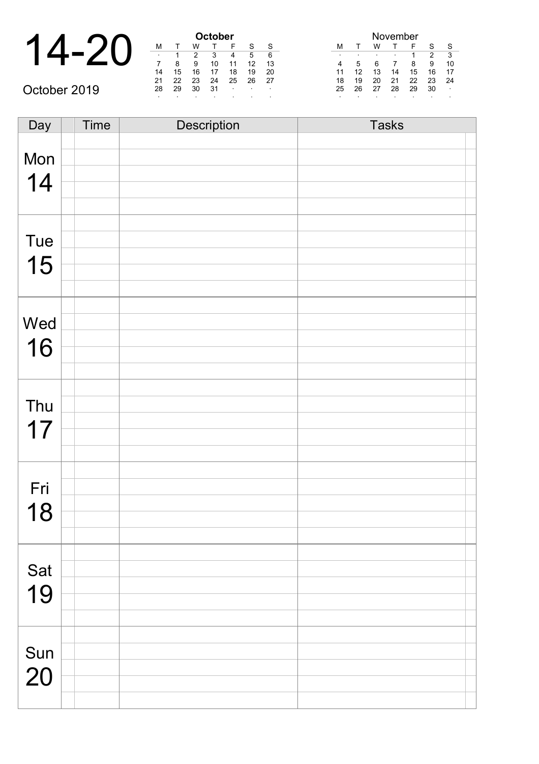# 14-20

October 2019

**October**

| M | T | W | T | F | S | S |
|---|---|---|---|---|---|---|
| · | 1 | 2 | 3 | 4 | 5 | 6 |
| 7 | 8 | 9 | 10 | 11 | 12 | 13 |
| 14 | 15 | 16 | 17 | 18 | 19 | 20 |
| 21 | 22 | 23 | 24 | 25 | 26 | 27 |
| 28 | 29 | 30 | 31 | · | · | · |
| · | · | · | · | · | · | · |

November

| M | T | W | T | F | S | S |
|---|---|---|---|---|---|---|
| · | · | · | · | 1 | 2 | 3 |
| 4 | 5 | 6 | 7 | 8 | 9 | 10 |
| 11 | 12 | 13 | 14 | 15 | 16 | 17 |
| 18 | 19 | 20 | 21 | 22 | 23 | 24 |
| 25 | 26 | 27 | 28 | 29 | 30 | · |
| · | · | · | · | · | · | · |

| Day | Time | Description | Tasks |
|---|---|---|---|
| Mon 14 | | | |
| Tue 15 | | | |
| Wed 16 | | | |
| Thu 17 | | | |
| Fri 18 | | | |
| Sat 19 | | | |
| Sun 20 | | | |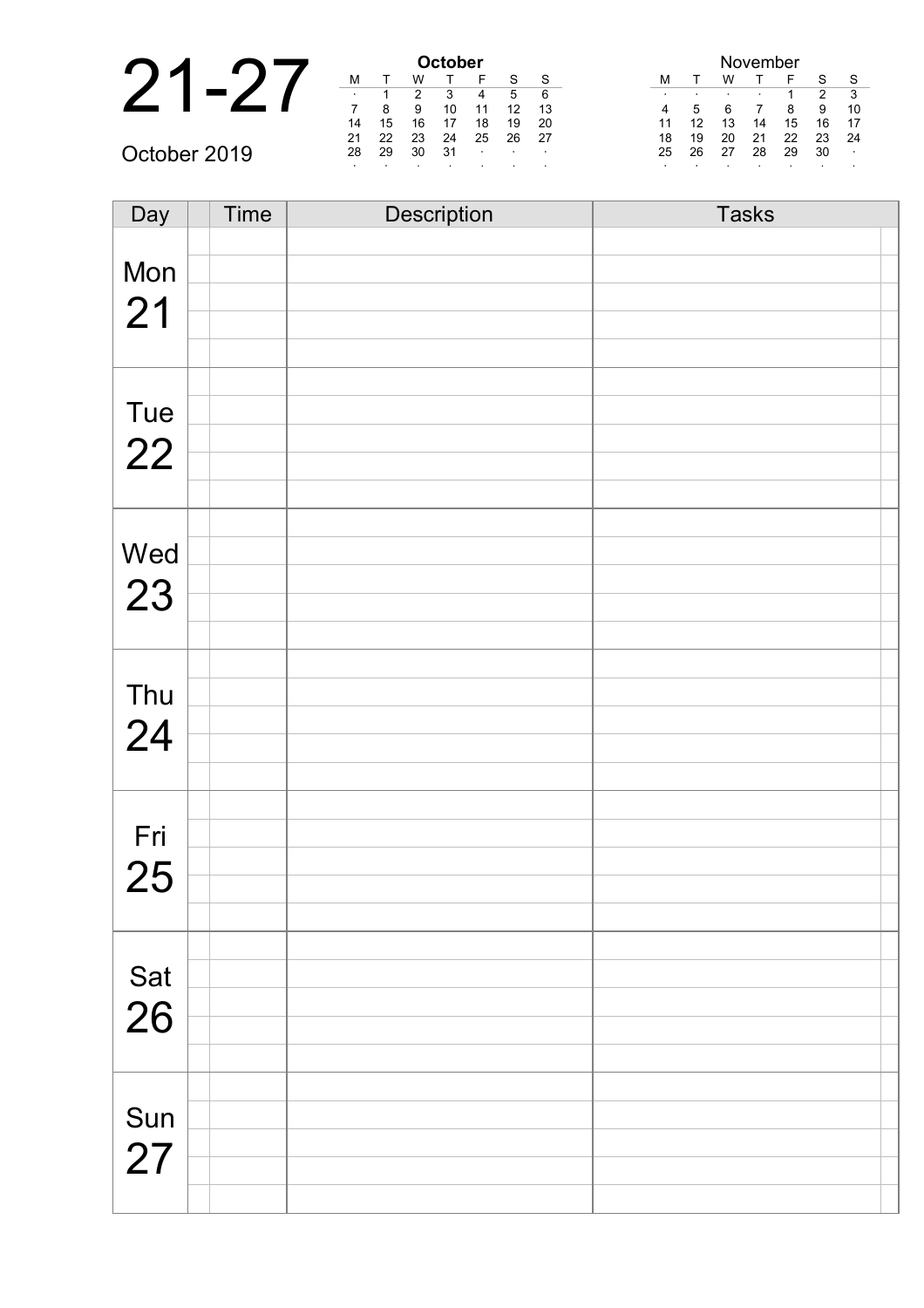# 21-27

October 2019

**October**

| M | T | W | T | F | S | S |
|---|---|---|---|---|---|---|
| · | 1 | 2 | 3 | 4 | 5 | 6 |
| 7 | 8 | 9 | 10 | 11 | 12 | 13 |
| 14 | 15 | 16 | 17 | 18 | 19 | 20 |
| 21 | 22 | 23 | 24 | 25 | 26 | 27 |
| 28 | 29 | 30 | 31 | · | · | · |
| · | · | · | · | · | · | · |

November

| M | T | W | T | F | S | S |
|---|---|---|---|---|---|---|
| · | · | · | · | 1 | 2 | 3 |
| 4 | 5 | 6 | 7 | 8 | 9 | 10 |
| 11 | 12 | 13 | 14 | 15 | 16 | 17 |
| 18 | 19 | 20 | 21 | 22 | 23 | 24 |
| 25 | 26 | 27 | 28 | 29 | 30 | · |
| · | · | · | · | · | · | · |

| Day | Time | Description | Tasks |
|---|---|---|---|
| Mon 21 | | | |
| Tue 22 | | | |
| Wed 23 | | | |
| Thu 24 | | | |
| Fri 25 | | | |
| Sat 26 | | | |
| Sun 27 | | | |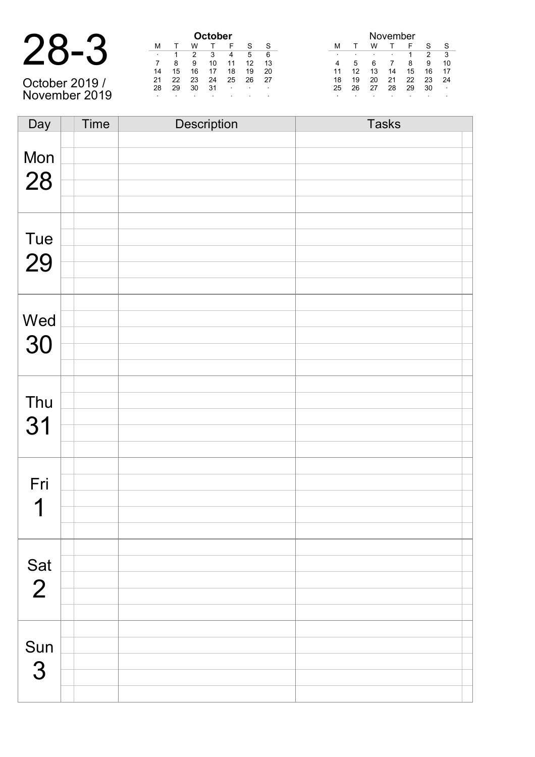# 28-3

October 2019 /
November 2019

**October**

| M | T | W | T | F | S | S |
|---|---|---|---|---|---|---|
| · | 1 | 2 | 3 | 4 | 5 | 6 |
| 7 | 8 | 9 | 10 | 11 | 12 | 13 |
| 14 | 15 | 16 | 17 | 18 | 19 | 20 |
| 21 | 22 | 23 | 24 | 25 | 26 | 27 |
| 28 | 29 | 30 | 31 | · | · | · |
| · | · | · | · | · | · | · |

November

| M | T | W | T | F | S | S |
|---|---|---|---|---|---|---|
| · | · | · | · | 1 | 2 | 3 |
| 4 | 5 | 6 | 7 | 8 | 9 | 10 |
| 11 | 12 | 13 | 14 | 15 | 16 | 17 |
| 18 | 19 | 20 | 21 | 22 | 23 | 24 |
| 25 | 26 | 27 | 28 | 29 | 30 | · |
| · | · | · | · | · | · | · |

| Day | | Time | Description | Tasks | |
|---|---|---|---|---|---|
| Mon 28 | | | | | |
| Tue 29 | | | | | |
| Wed 30 | | | | | |
| Thu 31 | | | | | |
| Fri 1 | | | | | |
| Sat 2 | | | | | |
| Sun 3 | | | | | |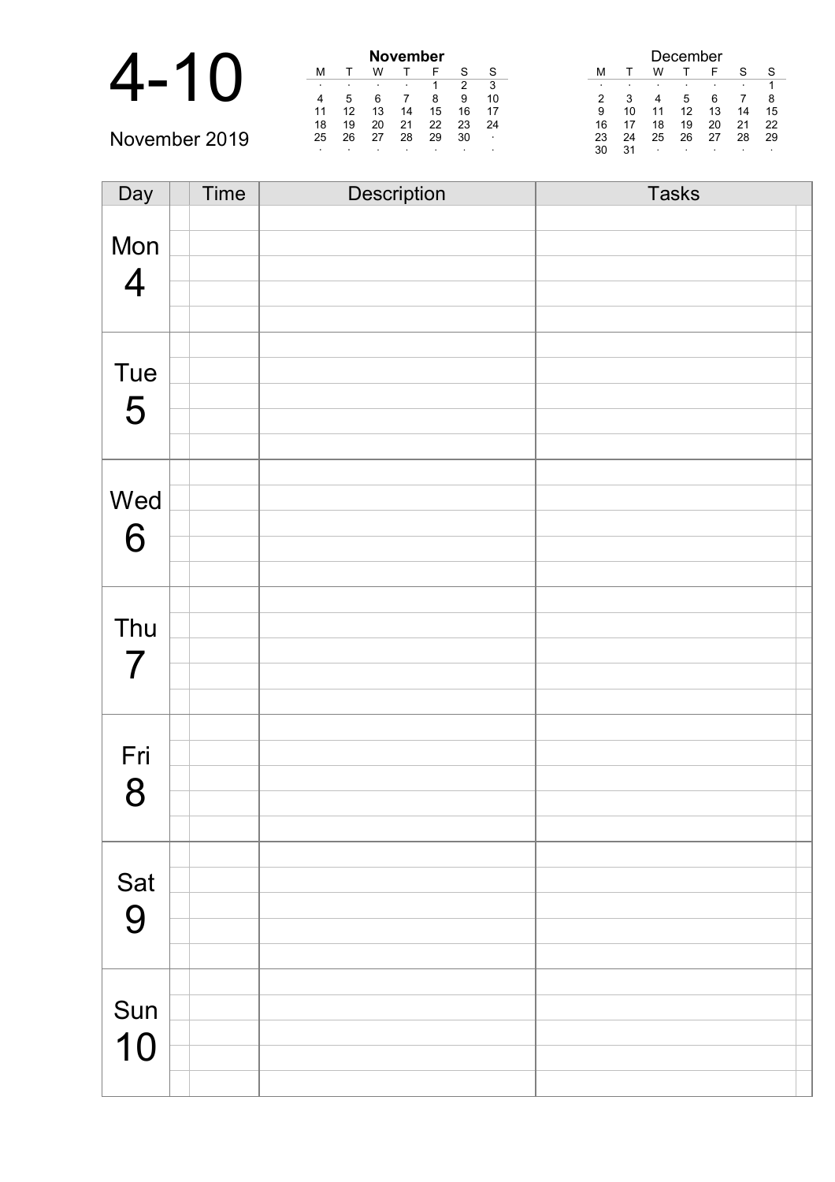# 4-10

November 2019

**November**

| M | T | W | T | F | S | S |
|---|---|---|---|---|---|---|
| · | · | · | · | 1 | 2 | 3 |
| 4 | 5 | 6 | 7 | 8 | 9 | 10 |
| 11 | 12 | 13 | 14 | 15 | 16 | 17 |
| 18 | 19 | 20 | 21 | 22 | 23 | 24 |
| 25 | 26 | 27 | 28 | 29 | 30 | · |
| · | · | · | · | · | · | · |

December

| M | T | W | T | F | S | S |
|---|---|---|---|---|---|---|
| · | · | · | · | · | · | 1 |
| 2 | 3 | 4 | 5 | 6 | 7 | 8 |
| 9 | 10 | 11 | 12 | 13 | 14 | 15 |
| 16 | 17 | 18 | 19 | 20 | 21 | 22 |
| 23 | 24 | 25 | 26 | 27 | 28 | 29 |
| 30 | 31 | · | · | · | · | · |

| Day | Time | Description | Tasks |
|---|---|---|---|
| Mon 4 | | | |
| Tue 5 | | | |
| Wed 6 | | | |
| Thu 7 | | | |
| Fri 8 | | | |
| Sat 9 | | | |
| Sun 10 | | | |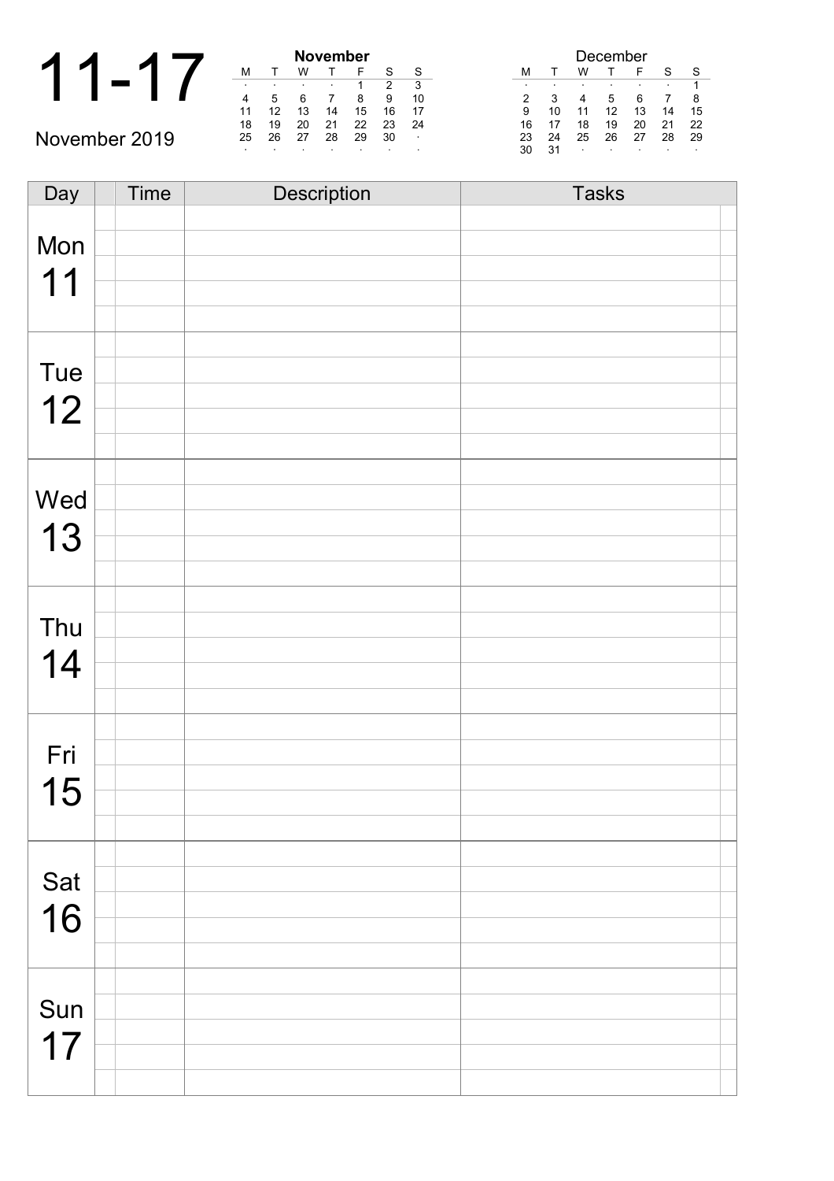# 11-17

November 2019

| M | T | W | T | F | S | S |
|---|---|---|---|---|---|---|
| **November** | | | | | | |
| · | · | · | · | 1 | 2 | 3 |
| 4 | 5 | 6 | 7 | 8 | 9 | 10 |
| 11 | 12 | 13 | 14 | 15 | 16 | 17 |
| 18 | 19 | 20 | 21 | 22 | 23 | 24 |
| 25 | 26 | 27 | 28 | 29 | 30 | · |
| · | · | · | · | · | · | · |

| M | T | W | T | F | S | S |
|---|---|---|---|---|---|---|
| December | | | | | | |
| · | · | · | · | · | · | 1 |
| 2 | 3 | 4 | 5 | 6 | 7 | 8 |
| 9 | 10 | 11 | 12 | 13 | 14 | 15 |
| 16 | 17 | 18 | 19 | 20 | 21 | 22 |
| 23 | 24 | 25 | 26 | 27 | 28 | 29 |
| 30 | 31 | · | · | · | · | · |

| Day | | Time | Description | Tasks | |
|---|---|---|---|---|---|
| Mon 11 | | | | | |
| Tue 12 | | | | | |
| Wed 13 | | | | | |
| Thu 14 | | | | | |
| Fri 15 | | | | | |
| Sat 16 | | | | | |
| Sun 17 | | | | | |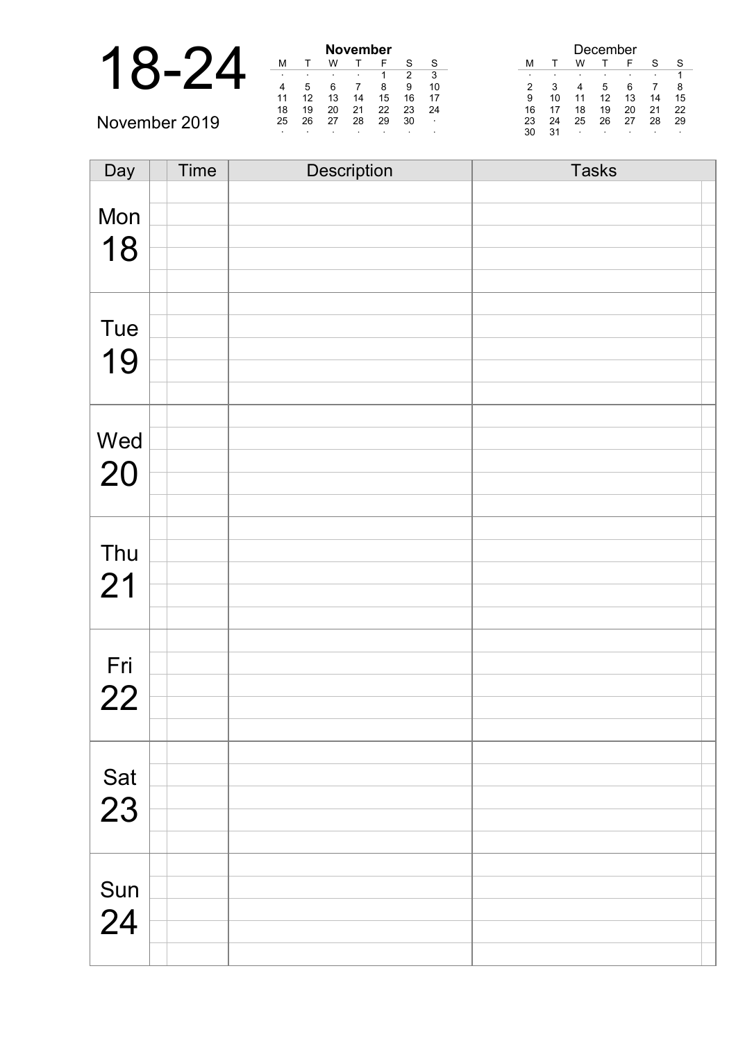# 18-24

November 2019

**November**

| M | T | W | T | F | S | S |
|---|---|---|---|---|---|---|
| · | · | · | · | 1 | 2 | 3 |
| 4 | 5 | 6 | 7 | 8 | 9 | 10 |
| 11 | 12 | 13 | 14 | 15 | 16 | 17 |
| 18 | 19 | 20 | 21 | 22 | 23 | 24 |
| 25 | 26 | 27 | 28 | 29 | 30 | · |
| · | · | · | · | · | · | · |

December

| M | T | W | T | F | S | S |
|---|---|---|---|---|---|---|
| · | · | · | · | · | · | 1 |
| 2 | 3 | 4 | 5 | 6 | 7 | 8 |
| 9 | 10 | 11 | 12 | 13 | 14 | 15 |
| 16 | 17 | 18 | 19 | 20 | 21 | 22 |
| 23 | 24 | 25 | 26 | 27 | 28 | 29 |
| 30 | 31 | · | · | · | · | · |

| Day | Time | Description | Tasks |
|---|---|---|---|
| Mon 18 | | | |
| Tue 19 | | | |
| Wed 20 | | | |
| Thu 21 | | | |
| Fri 22 | | | |
| Sat 23 | | | |
| Sun 24 | | | |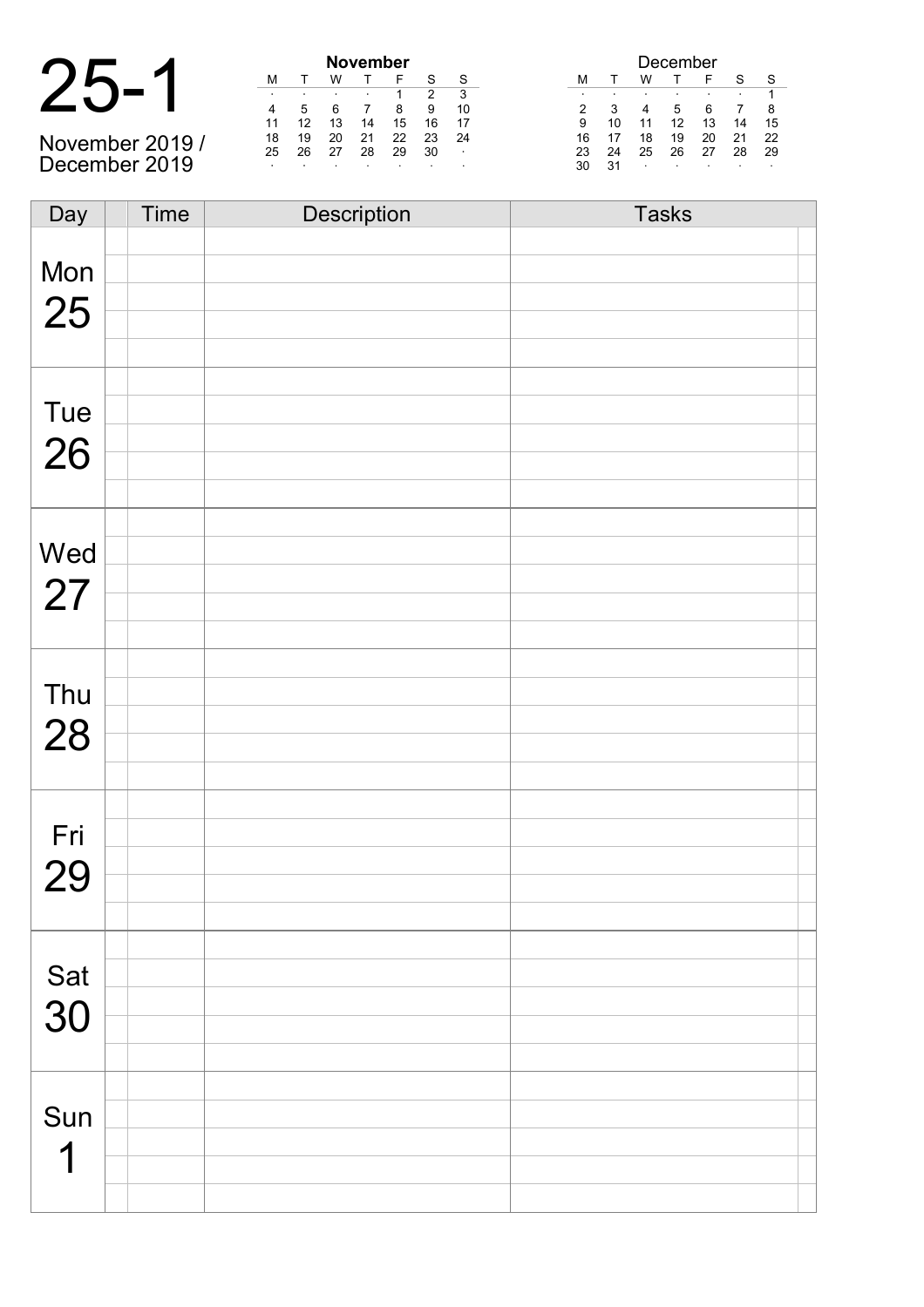# 25-1

November 2019 /
December 2019

**November**

| M | T | W | T | F | S | S |
|---|---|---|---|---|---|---|
| · | · | · | · | 1 | 2 | 3 |
| 4 | 5 | 6 | 7 | 8 | 9 | 10 |
| 11 | 12 | 13 | 14 | 15 | 16 | 17 |
| 18 | 19 | 20 | 21 | 22 | 23 | 24 |
| 25 | 26 | 27 | 28 | 29 | 30 | · |
| · | · | · | · | · | · | · |

December

| M | T | W | T | F | S | S |
|---|---|---|---|---|---|---|
| · | · | · | · | · | · | 1 |
| 2 | 3 | 4 | 5 | 6 | 7 | 8 |
| 9 | 10 | 11 | 12 | 13 | 14 | 15 |
| 16 | 17 | 18 | 19 | 20 | 21 | 22 |
| 23 | 24 | 25 | 26 | 27 | 28 | 29 |
| 30 | 31 | · | · | · | · | · |

| Day | | Time | Description | Tasks | |
|---|---|---|---|---|---|
| Mon 25 | | | | | |
| Tue 26 | | | | | |
| Wed 27 | | | | | |
| Thu 28 | | | | | |
| Fri 29 | | | | | |
| Sat 30 | | | | | |
| Sun 1 | | | | | |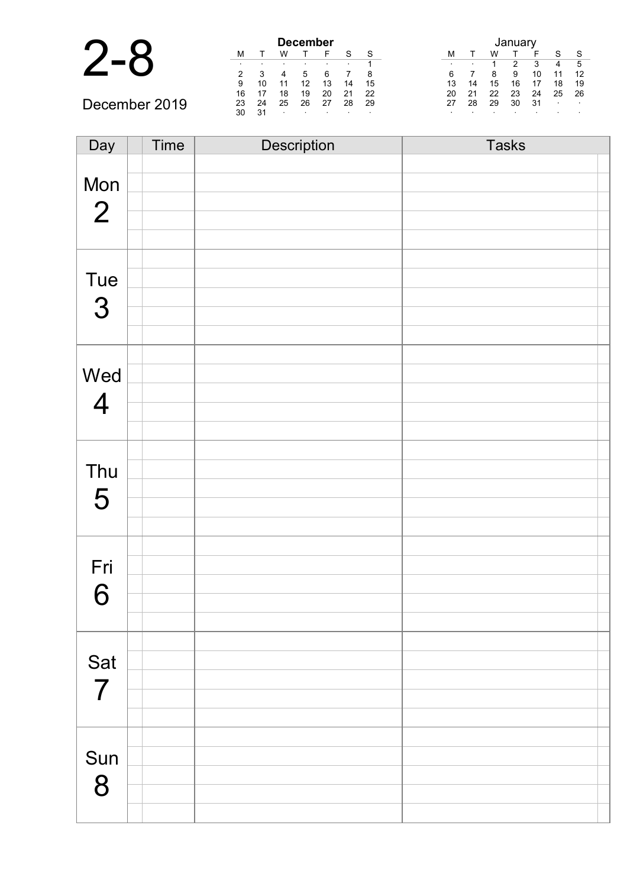# 2-8

December 2019

**December**

| M | T | W | T | F | S | S |
|---|---|---|---|---|---|---|
| · | · | · | · | · | · | 1 |
| 2 | 3 | 4 | 5 | 6 | 7 | 8 |
| 9 | 10 | 11 | 12 | 13 | 14 | 15 |
| 16 | 17 | 18 | 19 | 20 | 21 | 22 |
| 23 | 24 | 25 | 26 | 27 | 28 | 29 |
| 30 | 31 | · | · | · | · | · |

January

| M | T | W | T | F | S | S |
|---|---|---|---|---|---|---|
| · | · | 1 | 2 | 3 | 4 | 5 |
| 6 | 7 | 8 | 9 | 10 | 11 | 12 |
| 13 | 14 | 15 | 16 | 17 | 18 | 19 |
| 20 | 21 | 22 | 23 | 24 | 25 | 26 |
| 27 | 28 | 29 | 30 | 31 | · | · |
| · | · | · | · | · | · | · |

| Day | Time | Description | Tasks |
|---|---|---|---|
| Mon 2 | | | |
| Tue 3 | | | |
| Wed 4 | | | |
| Thu 5 | | | |
| Fri 6 | | | |
| Sat 7 | | | |
| Sun 8 | | | |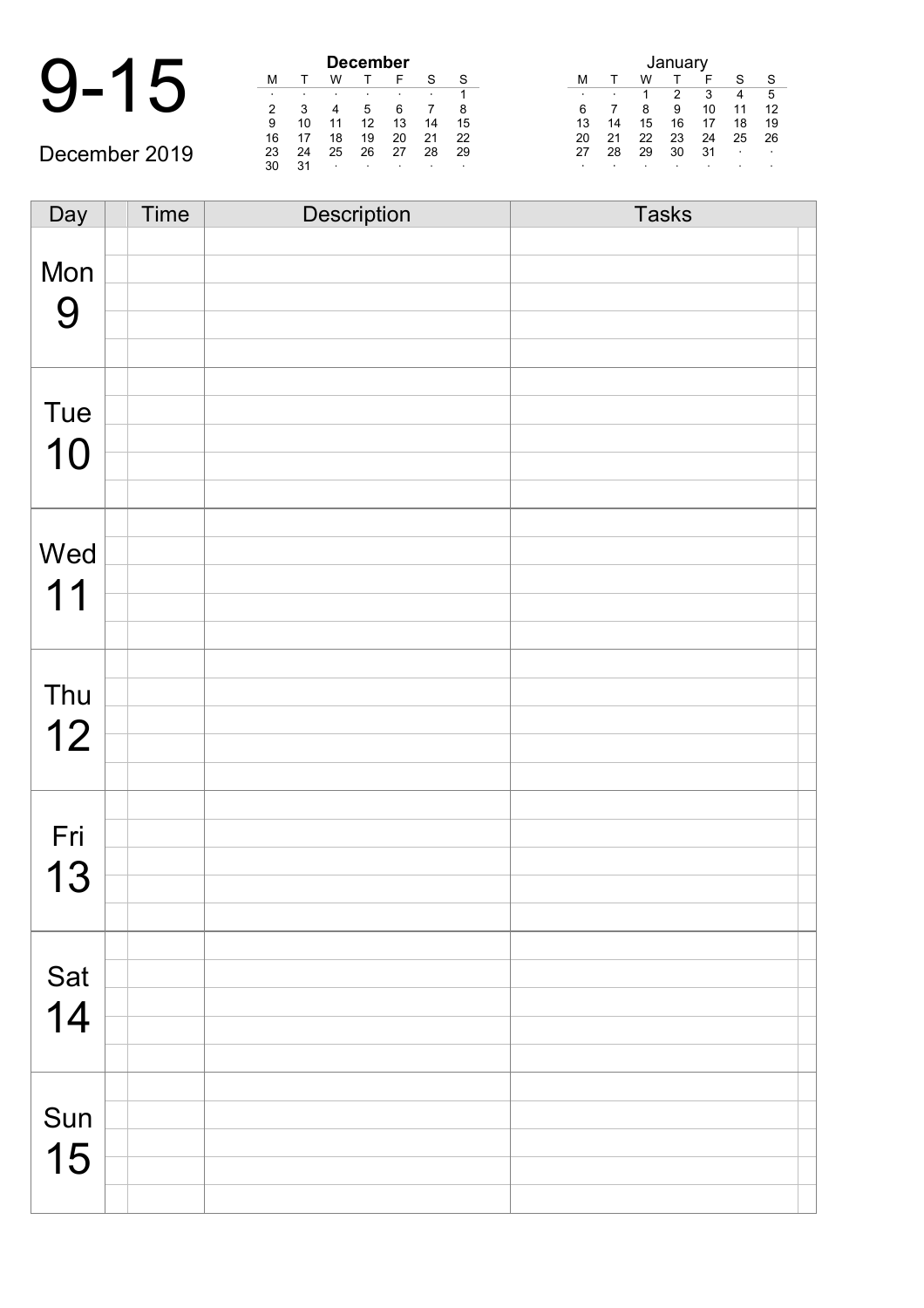# 9-15

December 2019

**December**

| M | T | W | T | F | S | S |
|---|---|---|---|---|---|---|
| · | · | · | · | · | · | 1 |
| 2 | 3 | 4 | 5 | 6 | 7 | 8 |
| 9 | 10 | 11 | 12 | 13 | 14 | 15 |
| 16 | 17 | 18 | 19 | 20 | 21 | 22 |
| 23 | 24 | 25 | 26 | 27 | 28 | 29 |
| 30 | 31 | · | · | · | · | · |

January

| M | T | W | T | F | S | S |
|---|---|---|---|---|---|---|
| · | · | 1 | 2 | 3 | 4 | 5 |
| 6 | 7 | 8 | 9 | 10 | 11 | 12 |
| 13 | 14 | 15 | 16 | 17 | 18 | 19 |
| 20 | 21 | 22 | 23 | 24 | 25 | 26 |
| 27 | 28 | 29 | 30 | 31 | · | · |
| · | · | · | · | · | · | · |

| Day | | Time | Description | Tasks | |
|---|---|---|---|---|---|
| Mon 9 | | | | | |
| | | | | | |
| | | | | | |
| | | | | | |
| | | | | | |
| Tue 10 | | | | | |
| | | | | | |
| | | | | | |
| | | | | | |
| | | | | | |
| Wed 11 | | | | | |
| | | | | | |
| | | | | | |
| | | | | | |
| | | | | | |
| Thu 12 | | | | | |
| | | | | | |
| | | | | | |
| | | | | | |
| | | | | | |
| Fri 13 | | | | | |
| | | | | | |
| | | | | | |
| | | | | | |
| | | | | | |
| Sat 14 | | | | | |
| | | | | | |
| | | | | | |
| | | | | | |
| | | | | | |
| Sun 15 | | | | | |
| | | | | | |
| | | | | | |
| | | | | | |
| | | | | | |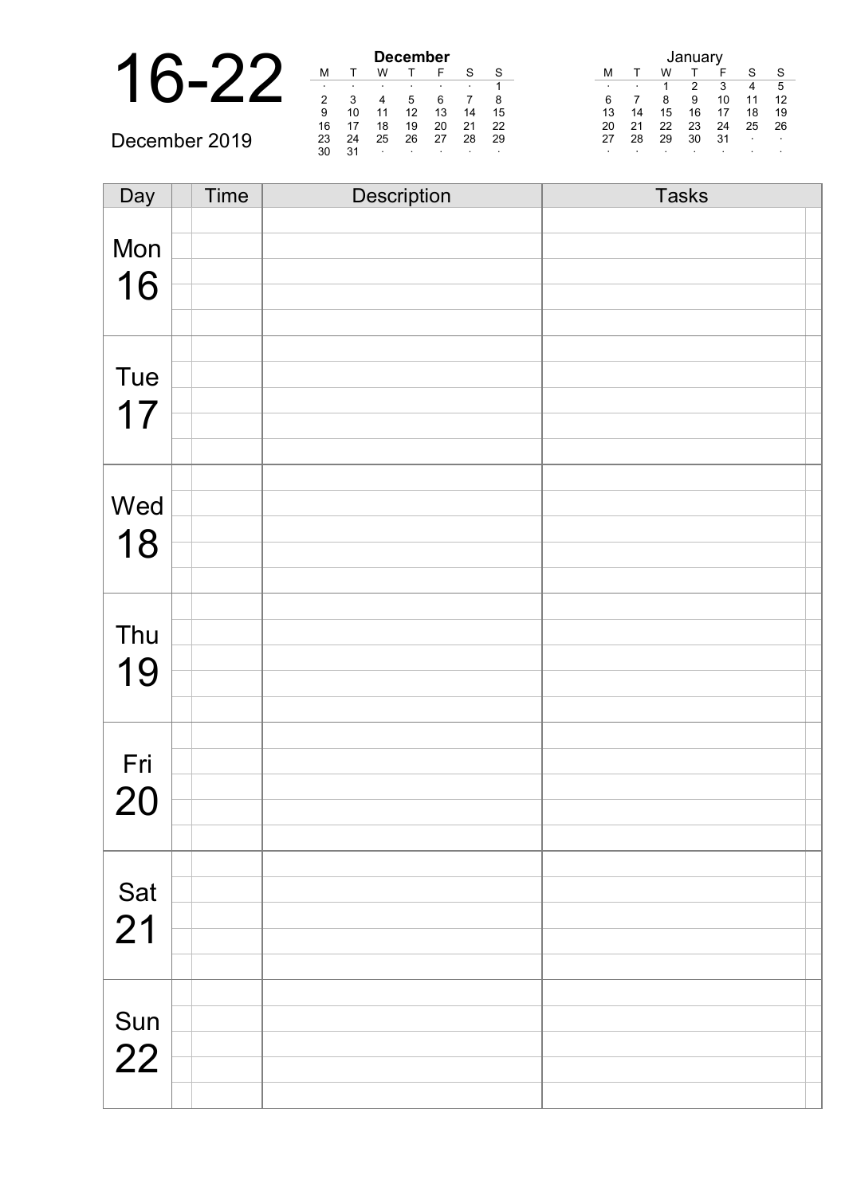# 16-22

December 2019

**December**

| M | T | W | T | F | S | S |
|---|---|---|---|---|---|---|
| · | · | · | · | · | · | 1 |
| 2 | 3 | 4 | 5 | 6 | 7 | 8 |
| 9 | 10 | 11 | 12 | 13 | 14 | 15 |
| 16 | 17 | 18 | 19 | 20 | 21 | 22 |
| 23 | 24 | 25 | 26 | 27 | 28 | 29 |
| 30 | 31 | · | · | · | · | · |

January

| M | T | W | T | F | S | S |
|---|---|---|---|---|---|---|
| · | · | 1 | 2 | 3 | 4 | 5 |
| 6 | 7 | 8 | 9 | 10 | 11 | 12 |
| 13 | 14 | 15 | 16 | 17 | 18 | 19 |
| 20 | 21 | 22 | 23 | 24 | 25 | 26 |
| 27 | 28 | 29 | 30 | 31 | · | · |
| · | · | · | · | · | · | · |

| Day | Time | Description | Tasks |
|---|---|---|---|
| Mon 16 | | | |
| Tue 17 | | | |
| Wed 18 | | | |
| Thu 19 | | | |
| Fri 20 | | | |
| Sat 21 | | | |
| Sun 22 | | | |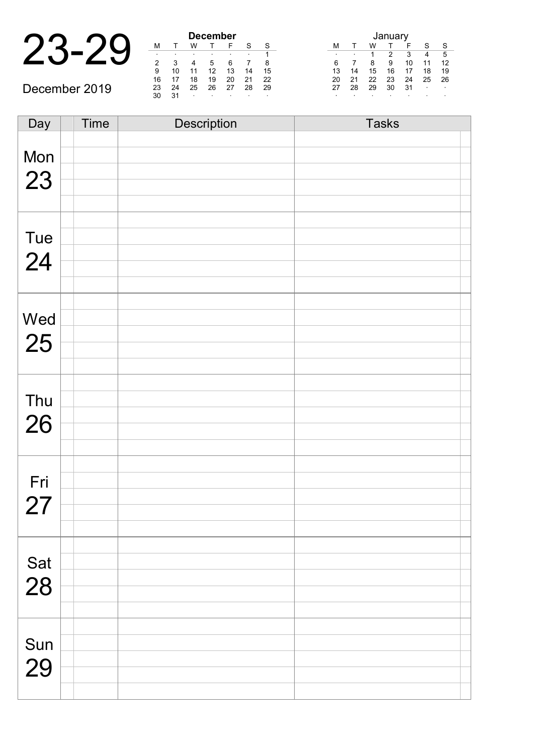# 23-29

December 2019

**December**

| M | T | W | T | F | S | S |
|---|---|---|---|---|---|---|
| · | · | · | · | · | · | 1 |
| 2 | 3 | 4 | 5 | 6 | 7 | 8 |
| 9 | 10 | 11 | 12 | 13 | 14 | 15 |
| 16 | 17 | 18 | 19 | 20 | 21 | 22 |
| 23 | 24 | 25 | 26 | 27 | 28 | 29 |
| 30 | 31 | · | · | · | · | · |

January

| M | T | W | T | F | S | S |
|---|---|---|---|---|---|---|
| · | · | 1 | 2 | 3 | 4 | 5 |
| 6 | 7 | 8 | 9 | 10 | 11 | 12 |
| 13 | 14 | 15 | 16 | 17 | 18 | 19 |
| 20 | 21 | 22 | 23 | 24 | 25 | 26 |
| 27 | 28 | 29 | 30 | 31 | · | · |
| · | · | · | · | · | · | · |

| Day | | Time | Description | Tasks | |
|---|---|---|---|---|---|
| Mon 23 | | | | | |
| | | | | | |
| | | | | | |
| | | | | | |
| | | | | | |
| Tue 24 | | | | | |
| | | | | | |
| | | | | | |
| | | | | | |
| | | | | | |
| Wed 25 | | | | | |
| | | | | | |
| | | | | | |
| | | | | | |
| | | | | | |
| Thu 26 | | | | | |
| | | | | | |
| | | | | | |
| | | | | | |
| | | | | | |
| Fri 27 | | | | | |
| | | | | | |
| | | | | | |
| | | | | | |
| | | | | | |
| Sat 28 | | | | | |
| | | | | | |
| | | | | | |
| | | | | | |
| | | | | | |
| Sun 29 | | | | | |
| | | | | | |
| | | | | | |
| | | | | | |
| | | | | | |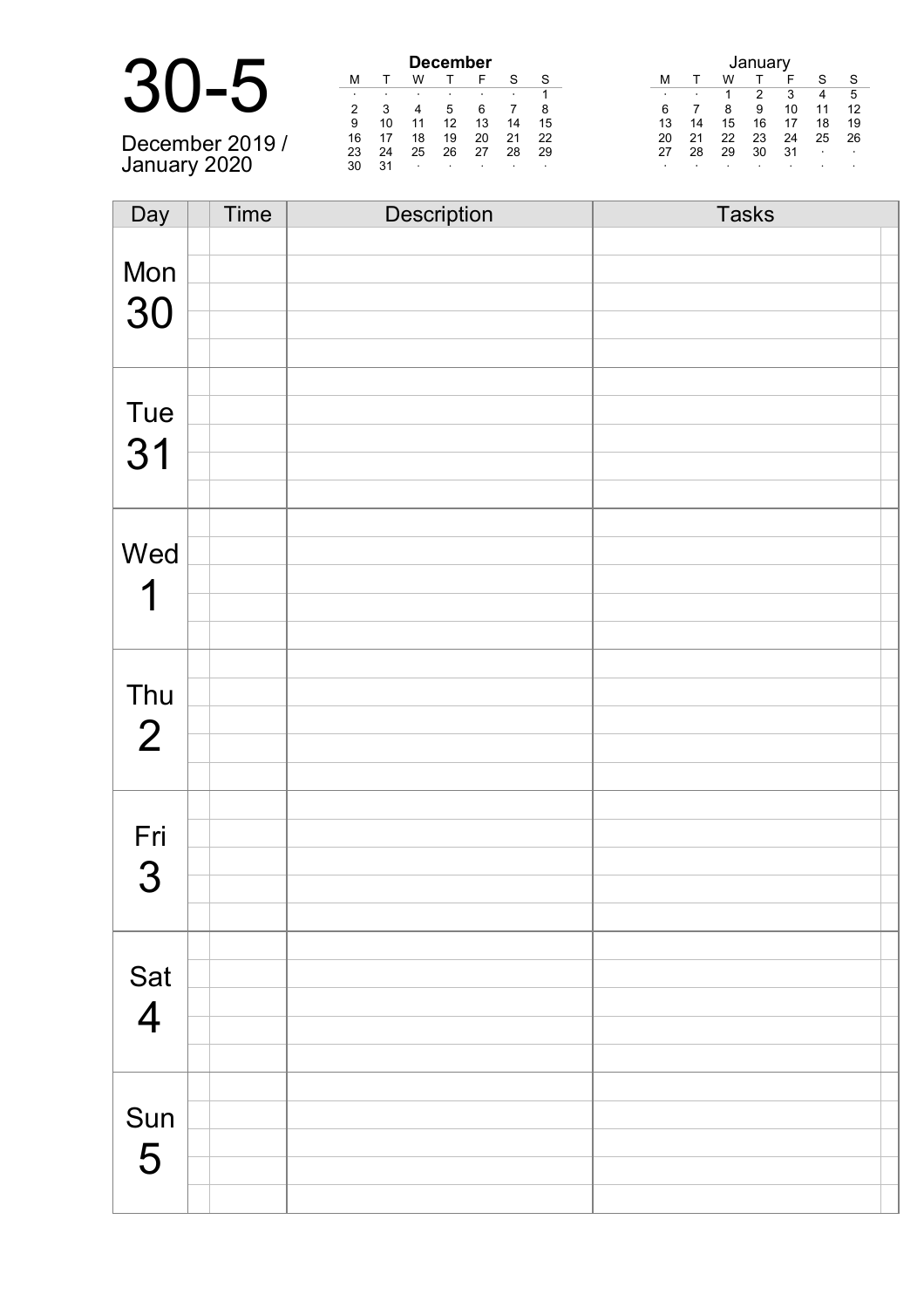# 30-5

December 2019 / January 2020

**December**

| M | T | W | T | F | S | S |
|---|---|---|---|---|---|---|
| · | · | · | · | · | · | 1 |
| 2 | 3 | 4 | 5 | 6 | 7 | 8 |
| 9 | 10 | 11 | 12 | 13 | 14 | 15 |
| 16 | 17 | 18 | 19 | 20 | 21 | 22 |
| 23 | 24 | 25 | 26 | 27 | 28 | 29 |
| 30 | 31 | · | · | · | · | · |

January

| M | T | W | T | F | S | S |
|---|---|---|---|---|---|---|
| · | · | 1 | 2 | 3 | 4 | 5 |
| 6 | 7 | 8 | 9 | 10 | 11 | 12 |
| 13 | 14 | 15 | 16 | 17 | 18 | 19 |
| 20 | 21 | 22 | 23 | 24 | 25 | 26 |
| 27 | 28 | 29 | 30 | 31 | · | · |
| · | · | · | · | · | · | · |

| Day | | Time | Description | Tasks |
|---|---|---|---|---|
| Mon 30 | | | | |
| Tue 31 | | | | |
| Wed 1 | | | | |
| Thu 2 | | | | |
| Fri 3 | | | | |
| Sat 4 | | | | |
| Sun 5 | | | | |